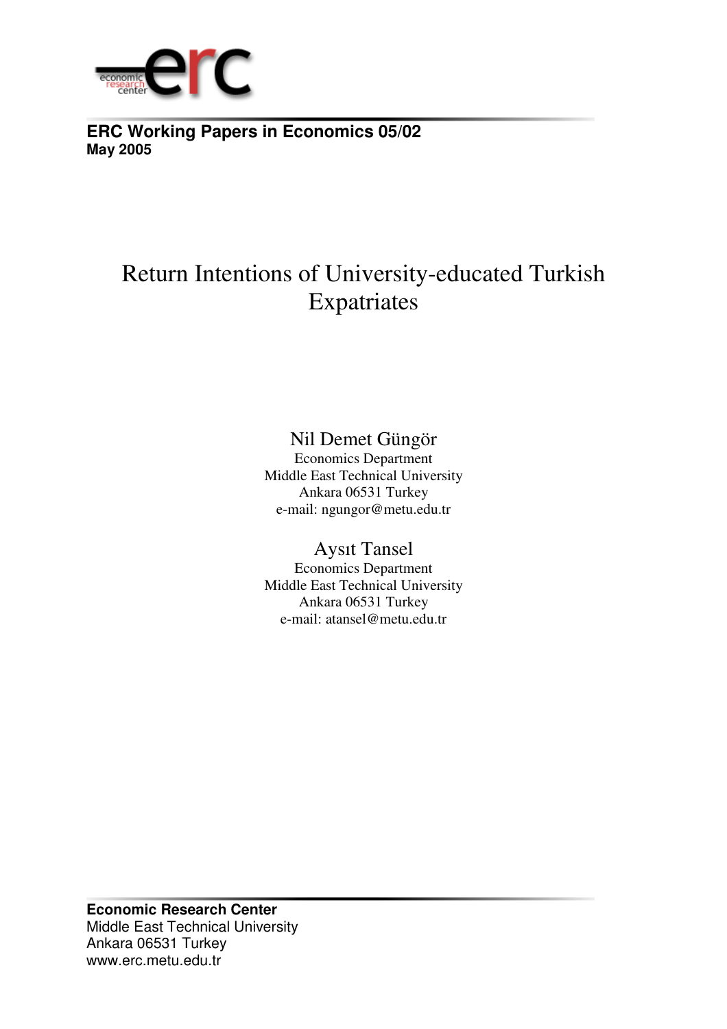**ERC Working Papers in Economics 05/02**
**May 2005**

# Return Intentions of University-educated Turkish Expatriates

Nil Demet Güngör
Economics Department
Middle East Technical University
Ankara 06531 Turkey
e-mail: ngungor@metu.edu.tr

Aysıt Tansel
Economics Department
Middle East Technical University
Ankara 06531 Turkey
e-mail: atansel@metu.edu.tr

**Economic Research Center**
Middle East Technical University
Ankara 06531 Turkey
www.erc.metu.edu.tr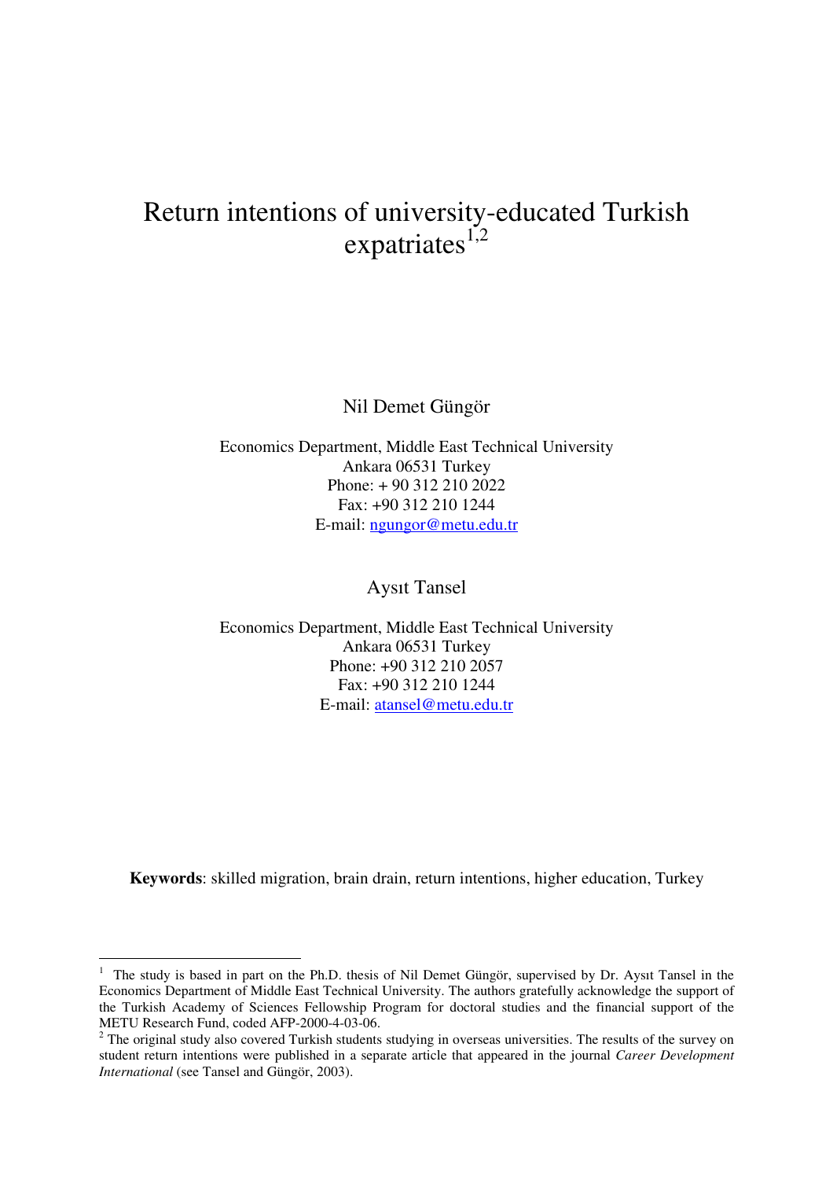# Return intentions of university-educated Turkish expatriates[1,2]

Nil Demet Güngör

Economics Department, Middle East Technical University
Ankara 06531 Turkey
Phone: + 90 312 210 2022
Fax: +90 312 210 1244
E-mail: ngungor@metu.edu.tr

Aysıt Tansel

Economics Department, Middle East Technical University
Ankara 06531 Turkey
Phone: +90 312 210 2057
Fax: +90 312 210 1244
E-mail: atansel@metu.edu.tr

**Keywords**: skilled migration, brain drain, return intentions, higher education, Turkey

---

[1] The study is based in part on the Ph.D. thesis of Nil Demet Güngör, supervised by Dr. Aysıt Tansel in the Economics Department of Middle East Technical University. The authors gratefully acknowledge the support of the Turkish Academy of Sciences Fellowship Program for doctoral studies and the financial support of the METU Research Fund, coded AFP-2000-4-03-06.

[2] The original study also covered Turkish students studying in overseas universities. The results of the survey on student return intentions were published in a separate article that appeared in the journal *Career Development International* (see Tansel and Güngör, 2003).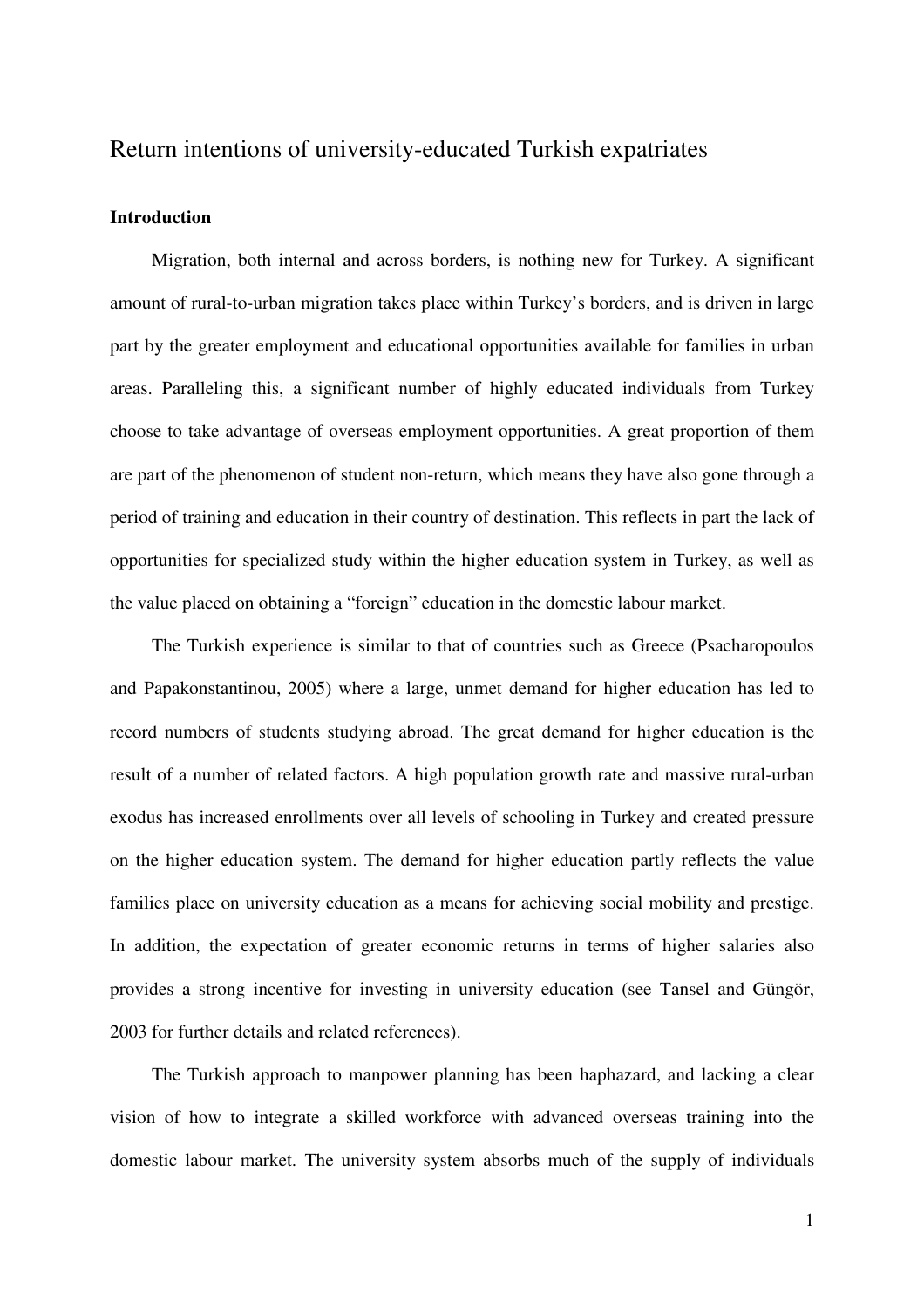# Return intentions of university-educated Turkish expatriates

## Introduction

Migration, both internal and across borders, is nothing new for Turkey. A significant amount of rural-to-urban migration takes place within Turkey's borders, and is driven in large part by the greater employment and educational opportunities available for families in urban areas. Paralleling this, a significant number of highly educated individuals from Turkey choose to take advantage of overseas employment opportunities. A great proportion of them are part of the phenomenon of student non-return, which means they have also gone through a period of training and education in their country of destination. This reflects in part the lack of opportunities for specialized study within the higher education system in Turkey, as well as the value placed on obtaining a "foreign" education in the domestic labour market.

The Turkish experience is similar to that of countries such as Greece (Psacharopoulos and Papakonstantinou, 2005) where a large, unmet demand for higher education has led to record numbers of students studying abroad. The great demand for higher education is the result of a number of related factors. A high population growth rate and massive rural-urban exodus has increased enrollments over all levels of schooling in Turkey and created pressure on the higher education system. The demand for higher education partly reflects the value families place on university education as a means for achieving social mobility and prestige. In addition, the expectation of greater economic returns in terms of higher salaries also provides a strong incentive for investing in university education (see Tansel and Güngör, 2003 for further details and related references).

The Turkish approach to manpower planning has been haphazard, and lacking a clear vision of how to integrate a skilled workforce with advanced overseas training into the domestic labour market. The university system absorbs much of the supply of individuals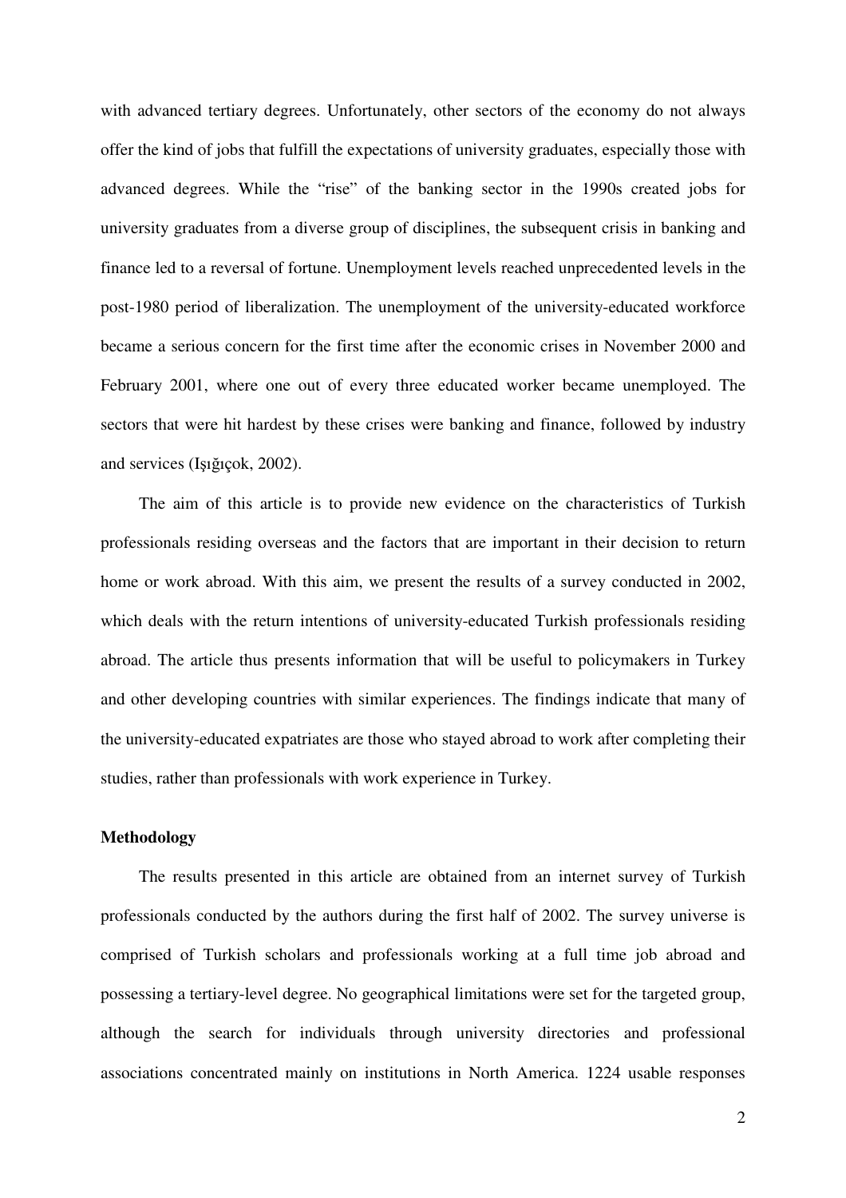with advanced tertiary degrees. Unfortunately, other sectors of the economy do not always offer the kind of jobs that fulfill the expectations of university graduates, especially those with advanced degrees. While the "rise" of the banking sector in the 1990s created jobs for university graduates from a diverse group of disciplines, the subsequent crisis in banking and finance led to a reversal of fortune. Unemployment levels reached unprecedented levels in the post-1980 period of liberalization. The unemployment of the university-educated workforce became a serious concern for the first time after the economic crises in November 2000 and February 2001, where one out of every three educated worker became unemployed. The sectors that were hit hardest by these crises were banking and finance, followed by industry and services (Işığıçok, 2002).

The aim of this article is to provide new evidence on the characteristics of Turkish professionals residing overseas and the factors that are important in their decision to return home or work abroad. With this aim, we present the results of a survey conducted in 2002, which deals with the return intentions of university-educated Turkish professionals residing abroad. The article thus presents information that will be useful to policymakers in Turkey and other developing countries with similar experiences. The findings indicate that many of the university-educated expatriates are those who stayed abroad to work after completing their studies, rather than professionals with work experience in Turkey.

## Methodology

The results presented in this article are obtained from an internet survey of Turkish professionals conducted by the authors during the first half of 2002. The survey universe is comprised of Turkish scholars and professionals working at a full time job abroad and possessing a tertiary-level degree. No geographical limitations were set for the targeted group, although the search for individuals through university directories and professional associations concentrated mainly on institutions in North America. 1224 usable responses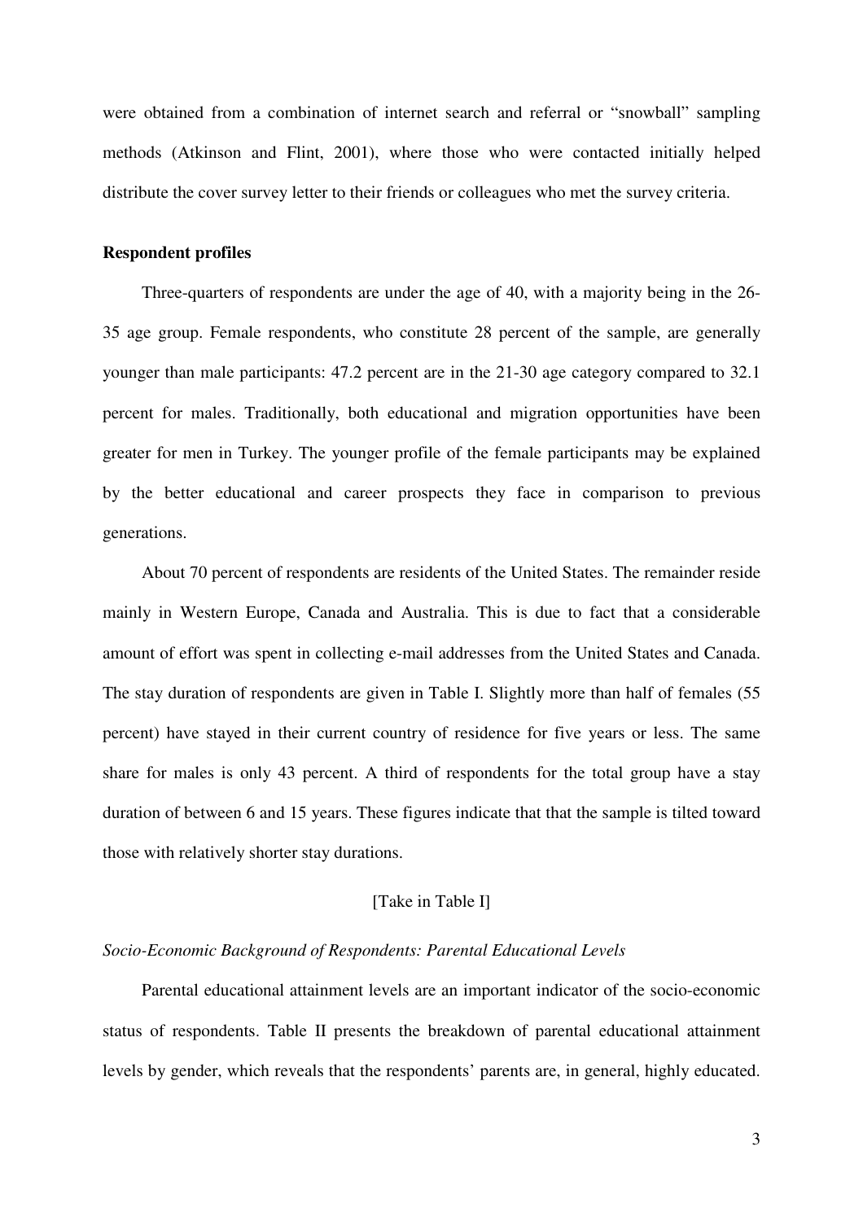were obtained from a combination of internet search and referral or "snowball" sampling methods (Atkinson and Flint, 2001), where those who were contacted initially helped distribute the cover survey letter to their friends or colleagues who met the survey criteria.

**Respondent profiles**

Three-quarters of respondents are under the age of 40, with a majority being in the 26-35 age group. Female respondents, who constitute 28 percent of the sample, are generally younger than male participants: 47.2 percent are in the 21-30 age category compared to 32.1 percent for males. Traditionally, both educational and migration opportunities have been greater for men in Turkey. The younger profile of the female participants may be explained by the better educational and career prospects they face in comparison to previous generations.

About 70 percent of respondents are residents of the United States. The remainder reside mainly in Western Europe, Canada and Australia. This is due to fact that a considerable amount of effort was spent in collecting e-mail addresses from the United States and Canada. The stay duration of respondents are given in Table I. Slightly more than half of females (55 percent) have stayed in their current country of residence for five years or less. The same share for males is only 43 percent. A third of respondents for the total group have a stay duration of between 6 and 15 years. These figures indicate that that the sample is tilted toward those with relatively shorter stay durations.

[Take in Table I]

*Socio-Economic Background of Respondents: Parental Educational Levels*

Parental educational attainment levels are an important indicator of the socio-economic status of respondents. Table II presents the breakdown of parental educational attainment levels by gender, which reveals that the respondents' parents are, in general, highly educated.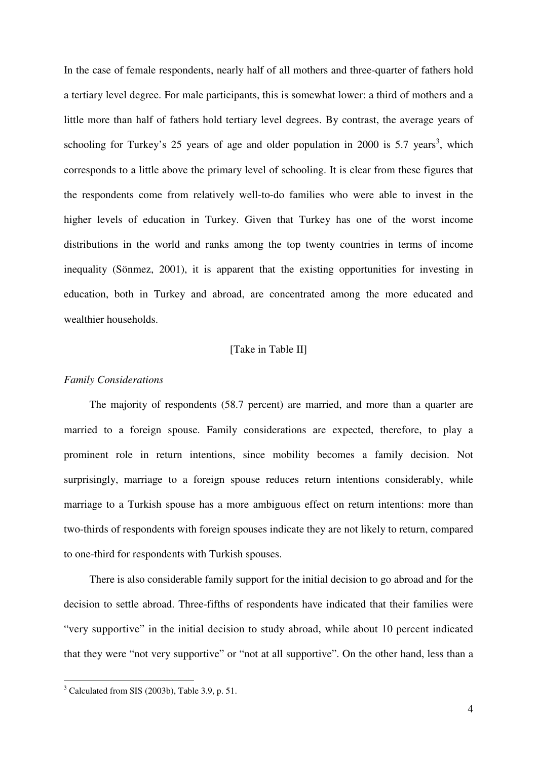In the case of female respondents, nearly half of all mothers and three-quarter of fathers hold a tertiary level degree. For male participants, this is somewhat lower: a third of mothers and a little more than half of fathers hold tertiary level degrees. By contrast, the average years of schooling for Turkey's 25 years of age and older population in 2000 is 5.7 years[3], which corresponds to a little above the primary level of schooling. It is clear from these figures that the respondents come from relatively well-to-do families who were able to invest in the higher levels of education in Turkey. Given that Turkey has one of the worst income distributions in the world and ranks among the top twenty countries in terms of income inequality (Sönmez, 2001), it is apparent that the existing opportunities for investing in education, both in Turkey and abroad, are concentrated among the more educated and wealthier households.

[Take in Table II]

*Family Considerations*

The majority of respondents (58.7 percent) are married, and more than a quarter are married to a foreign spouse. Family considerations are expected, therefore, to play a prominent role in return intentions, since mobility becomes a family decision. Not surprisingly, marriage to a foreign spouse reduces return intentions considerably, while marriage to a Turkish spouse has a more ambiguous effect on return intentions: more than two-thirds of respondents with foreign spouses indicate they are not likely to return, compared to one-third for respondents with Turkish spouses.

There is also considerable family support for the initial decision to go abroad and for the decision to settle abroad. Three-fifths of respondents have indicated that their families were "very supportive" in the initial decision to study abroad, while about 10 percent indicated that they were "not very supportive" or "not at all supportive". On the other hand, less than a

[3] Calculated from SIS (2003b), Table 3.9, p. 51.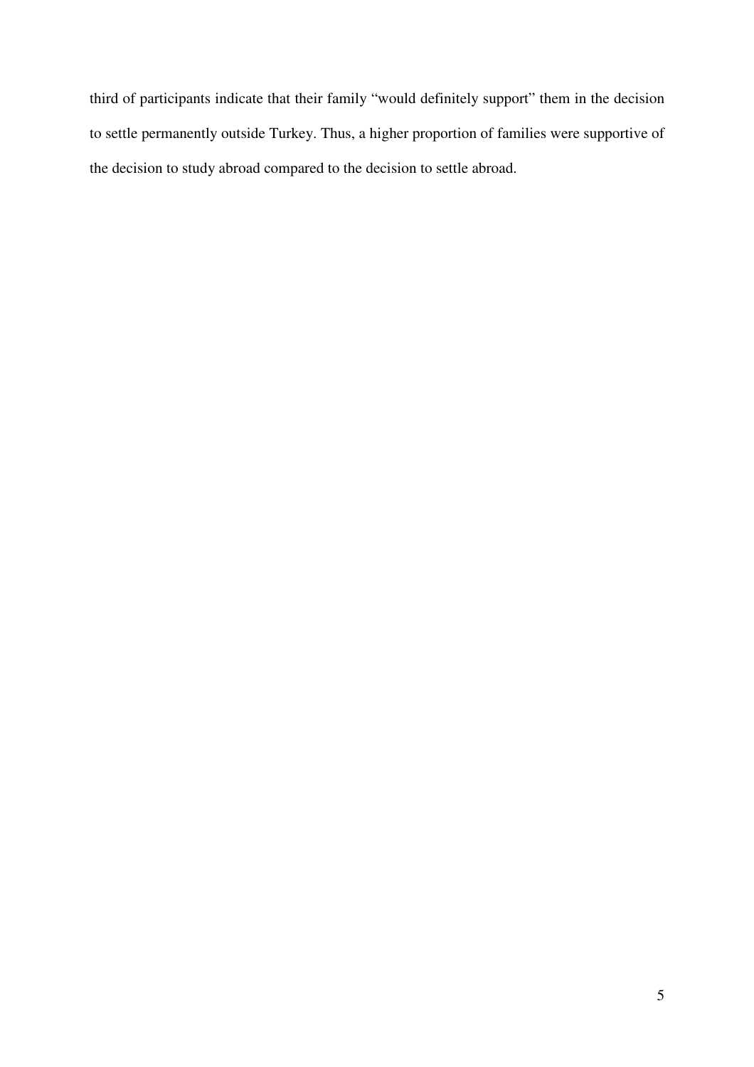third of participants indicate that their family "would definitely support" them in the decision to settle permanently outside Turkey. Thus, a higher proportion of families were supportive of the decision to study abroad compared to the decision to settle abroad.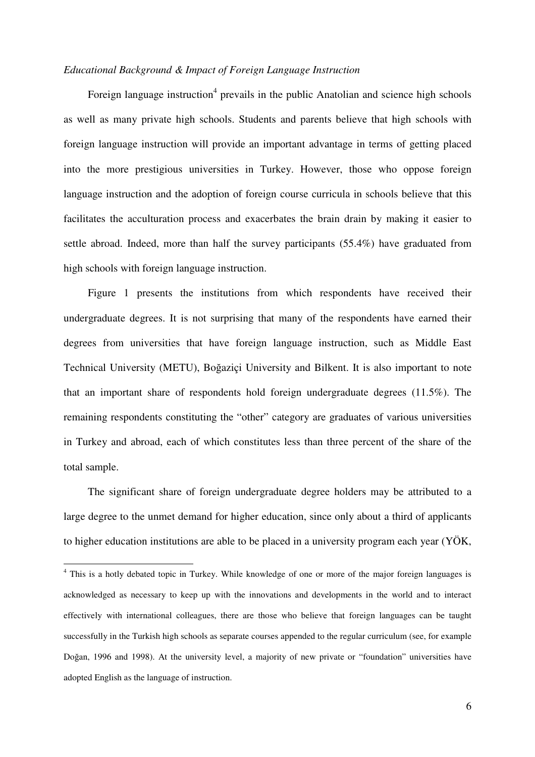*Educational Background & Impact of Foreign Language Instruction*

Foreign language instruction[4] prevails in the public Anatolian and science high schools as well as many private high schools. Students and parents believe that high schools with foreign language instruction will provide an important advantage in terms of getting placed into the more prestigious universities in Turkey. However, those who oppose foreign language instruction and the adoption of foreign course curricula in schools believe that this facilitates the acculturation process and exacerbates the brain drain by making it easier to settle abroad. Indeed, more than half the survey participants (55.4%) have graduated from high schools with foreign language instruction.

Figure 1 presents the institutions from which respondents have received their undergraduate degrees. It is not surprising that many of the respondents have earned their degrees from universities that have foreign language instruction, such as Middle East Technical University (METU), Boğaziçi University and Bilkent. It is also important to note that an important share of respondents hold foreign undergraduate degrees (11.5%). The remaining respondents constituting the "other" category are graduates of various universities in Turkey and abroad, each of which constitutes less than three percent of the share of the total sample.

The significant share of foreign undergraduate degree holders may be attributed to a large degree to the unmet demand for higher education, since only about a third of applicants to higher education institutions are able to be placed in a university program each year (YÖK,

---

[4] This is a hotly debated topic in Turkey. While knowledge of one or more of the major foreign languages is acknowledged as necessary to keep up with the innovations and developments in the world and to interact effectively with international colleagues, there are those who believe that foreign languages can be taught successfully in the Turkish high schools as separate courses appended to the regular curriculum (see, for example Doğan, 1996 and 1998). At the university level, a majority of new private or "foundation" universities have adopted English as the language of instruction.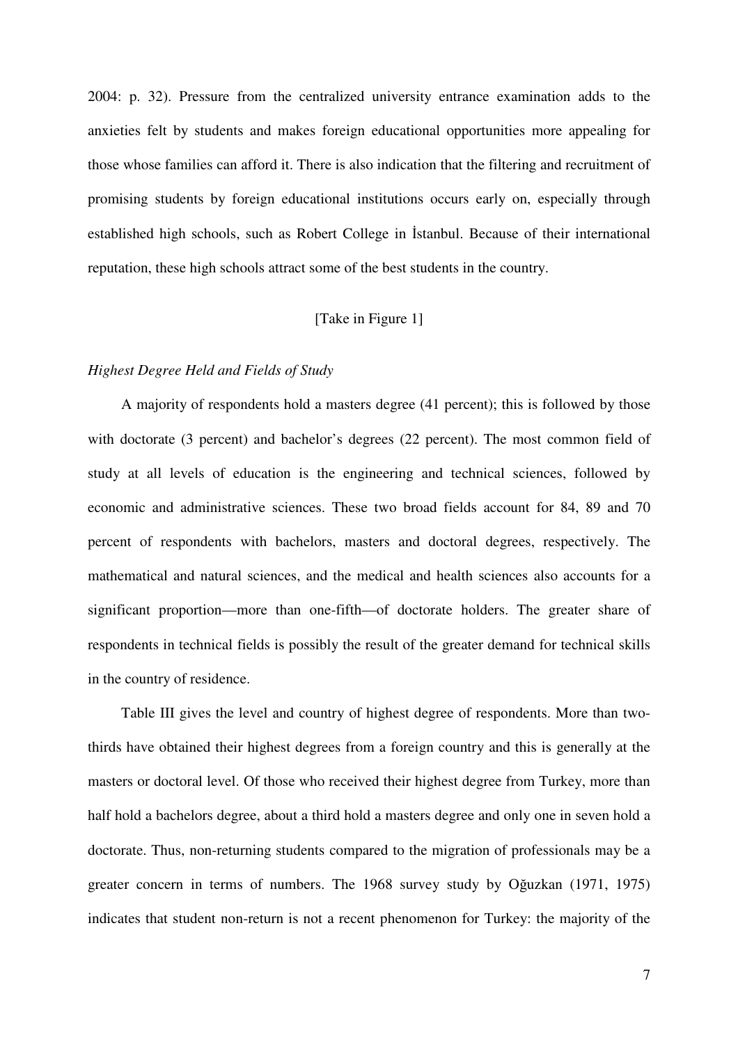2004: p. 32). Pressure from the centralized university entrance examination adds to the anxieties felt by students and makes foreign educational opportunities more appealing for those whose families can afford it. There is also indication that the filtering and recruitment of promising students by foreign educational institutions occurs early on, especially through established high schools, such as Robert College in İstanbul. Because of their international reputation, these high schools attract some of the best students in the country.

[Take in Figure 1]

*Highest Degree Held and Fields of Study*

A majority of respondents hold a masters degree (41 percent); this is followed by those with doctorate (3 percent) and bachelor's degrees (22 percent). The most common field of study at all levels of education is the engineering and technical sciences, followed by economic and administrative sciences. These two broad fields account for 84, 89 and 70 percent of respondents with bachelors, masters and doctoral degrees, respectively. The mathematical and natural sciences, and the medical and health sciences also accounts for a significant proportion—more than one-fifth—of doctorate holders. The greater share of respondents in technical fields is possibly the result of the greater demand for technical skills in the country of residence.

Table III gives the level and country of highest degree of respondents. More than two-thirds have obtained their highest degrees from a foreign country and this is generally at the masters or doctoral level. Of those who received their highest degree from Turkey, more than half hold a bachelors degree, about a third hold a masters degree and only one in seven hold a doctorate. Thus, non-returning students compared to the migration of professionals may be a greater concern in terms of numbers. The 1968 survey study by Oğuzkan (1971, 1975) indicates that student non-return is not a recent phenomenon for Turkey: the majority of the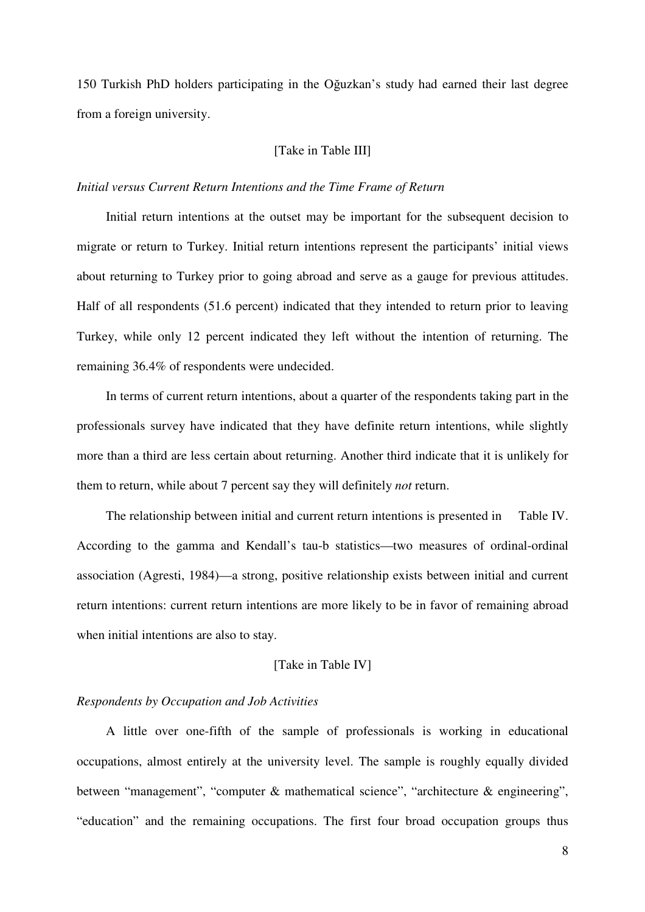150 Turkish PhD holders participating in the Oğuzkan's study had earned their last degree from a foreign university.

[Take in Table III]

*Initial versus Current Return Intentions and the Time Frame of Return*

Initial return intentions at the outset may be important for the subsequent decision to migrate or return to Turkey. Initial return intentions represent the participants' initial views about returning to Turkey prior to going abroad and serve as a gauge for previous attitudes. Half of all respondents (51.6 percent) indicated that they intended to return prior to leaving Turkey, while only 12 percent indicated they left without the intention of returning. The remaining 36.4% of respondents were undecided.

In terms of current return intentions, about a quarter of the respondents taking part in the professionals survey have indicated that they have definite return intentions, while slightly more than a third are less certain about returning. Another third indicate that it is unlikely for them to return, while about 7 percent say they will definitely *not* return.

The relationship between initial and current return intentions is presented in Table IV. According to the gamma and Kendall's tau-b statistics—two measures of ordinal-ordinal association (Agresti, 1984)—a strong, positive relationship exists between initial and current return intentions: current return intentions are more likely to be in favor of remaining abroad when initial intentions are also to stay.

[Take in Table IV]

*Respondents by Occupation and Job Activities*

A little over one-fifth of the sample of professionals is working in educational occupations, almost entirely at the university level. The sample is roughly equally divided between "management", "computer & mathematical science", "architecture & engineering", "education" and the remaining occupations. The first four broad occupation groups thus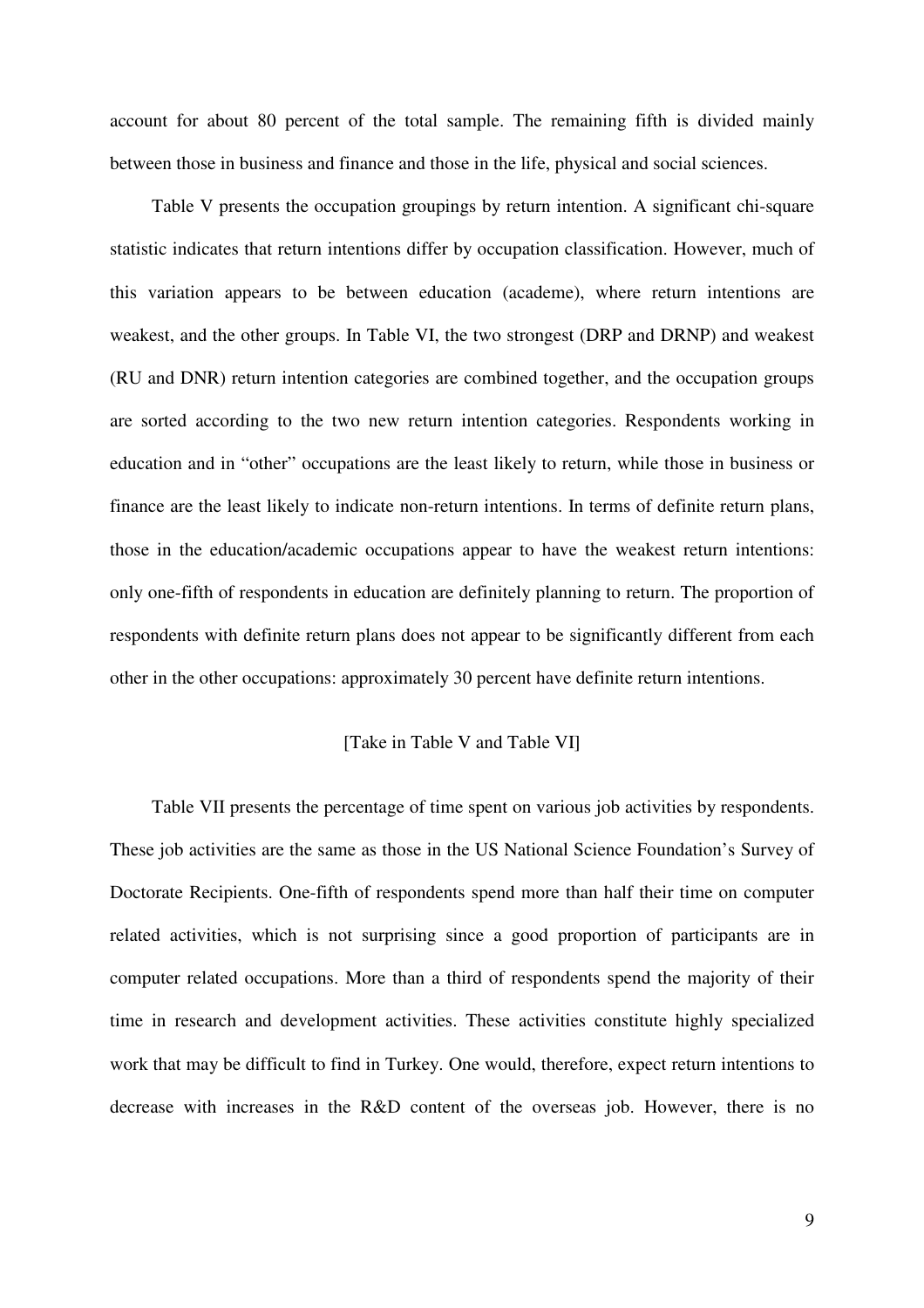account for about 80 percent of the total sample. The remaining fifth is divided mainly between those in business and finance and those in the life, physical and social sciences.

Table V presents the occupation groupings by return intention. A significant chi-square statistic indicates that return intentions differ by occupation classification. However, much of this variation appears to be between education (academe), where return intentions are weakest, and the other groups. In Table VI, the two strongest (DRP and DRNP) and weakest (RU and DNR) return intention categories are combined together, and the occupation groups are sorted according to the two new return intention categories. Respondents working in education and in "other" occupations are the least likely to return, while those in business or finance are the least likely to indicate non-return intentions. In terms of definite return plans, those in the education/academic occupations appear to have the weakest return intentions: only one-fifth of respondents in education are definitely planning to return. The proportion of respondents with definite return plans does not appear to be significantly different from each other in the other occupations: approximately 30 percent have definite return intentions.

[Take in Table V and Table VI]

Table VII presents the percentage of time spent on various job activities by respondents. These job activities are the same as those in the US National Science Foundation's Survey of Doctorate Recipients. One-fifth of respondents spend more than half their time on computer related activities, which is not surprising since a good proportion of participants are in computer related occupations. More than a third of respondents spend the majority of their time in research and development activities. These activities constitute highly specialized work that may be difficult to find in Turkey. One would, therefore, expect return intentions to decrease with increases in the R&D content of the overseas job. However, there is no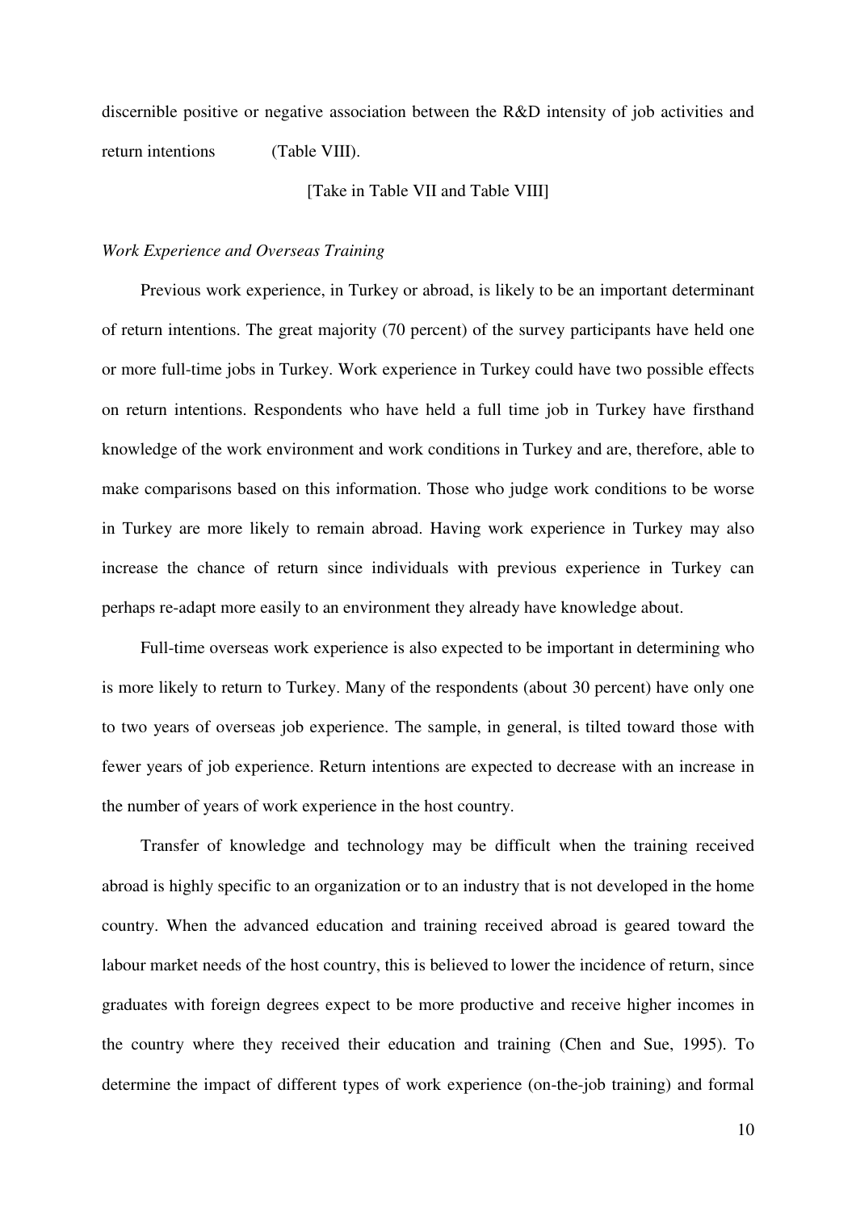discernible positive or negative association between the R&D intensity of job activities and return intentions (Table VIII).

[Take in Table VII and Table VIII]

*Work Experience and Overseas Training*

Previous work experience, in Turkey or abroad, is likely to be an important determinant of return intentions. The great majority (70 percent) of the survey participants have held one or more full-time jobs in Turkey. Work experience in Turkey could have two possible effects on return intentions. Respondents who have held a full time job in Turkey have firsthand knowledge of the work environment and work conditions in Turkey and are, therefore, able to make comparisons based on this information. Those who judge work conditions to be worse in Turkey are more likely to remain abroad. Having work experience in Turkey may also increase the chance of return since individuals with previous experience in Turkey can perhaps re-adapt more easily to an environment they already have knowledge about.

Full-time overseas work experience is also expected to be important in determining who is more likely to return to Turkey. Many of the respondents (about 30 percent) have only one to two years of overseas job experience. The sample, in general, is tilted toward those with fewer years of job experience. Return intentions are expected to decrease with an increase in the number of years of work experience in the host country.

Transfer of knowledge and technology may be difficult when the training received abroad is highly specific to an organization or to an industry that is not developed in the home country. When the advanced education and training received abroad is geared toward the labour market needs of the host country, this is believed to lower the incidence of return, since graduates with foreign degrees expect to be more productive and receive higher incomes in the country where they received their education and training (Chen and Sue, 1995). To determine the impact of different types of work experience (on-the-job training) and formal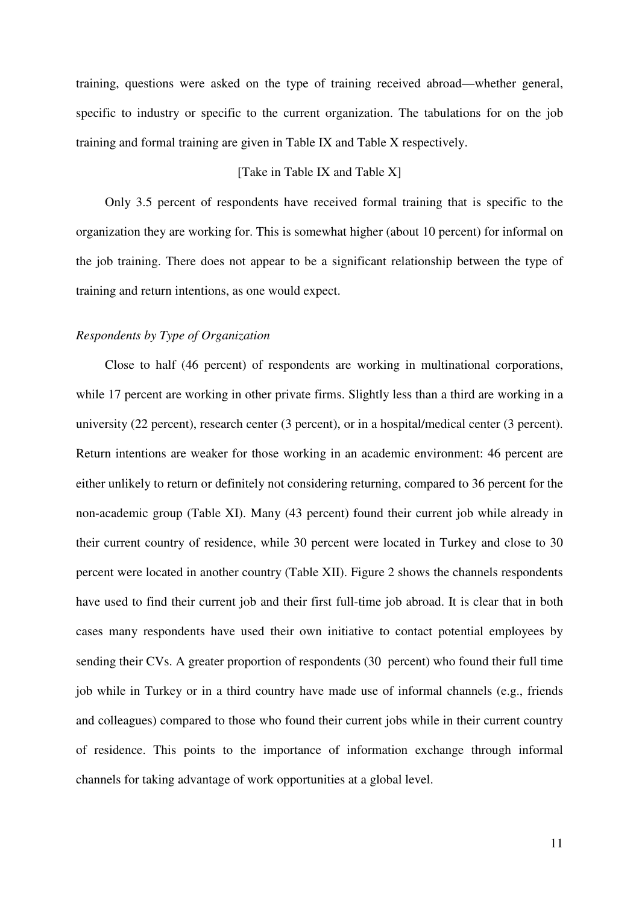training, questions were asked on the type of training received abroad—whether general, specific to industry or specific to the current organization. The tabulations for on the job training and formal training are given in Table IX and Table X respectively.

[Take in Table IX and Table X]

Only 3.5 percent of respondents have received formal training that is specific to the organization they are working for. This is somewhat higher (about 10 percent) for informal on the job training. There does not appear to be a significant relationship between the type of training and return intentions, as one would expect.

*Respondents by Type of Organization*

Close to half (46 percent) of respondents are working in multinational corporations, while 17 percent are working in other private firms. Slightly less than a third are working in a university (22 percent), research center (3 percent), or in a hospital/medical center (3 percent). Return intentions are weaker for those working in an academic environment: 46 percent are either unlikely to return or definitely not considering returning, compared to 36 percent for the non-academic group (Table XI). Many (43 percent) found their current job while already in their current country of residence, while 30 percent were located in Turkey and close to 30 percent were located in another country (Table XII). Figure 2 shows the channels respondents have used to find their current job and their first full-time job abroad. It is clear that in both cases many respondents have used their own initiative to contact potential employees by sending their CVs. A greater proportion of respondents (30 percent) who found their full time job while in Turkey or in a third country have made use of informal channels (e.g., friends and colleagues) compared to those who found their current jobs while in their current country of residence. This points to the importance of information exchange through informal channels for taking advantage of work opportunities at a global level.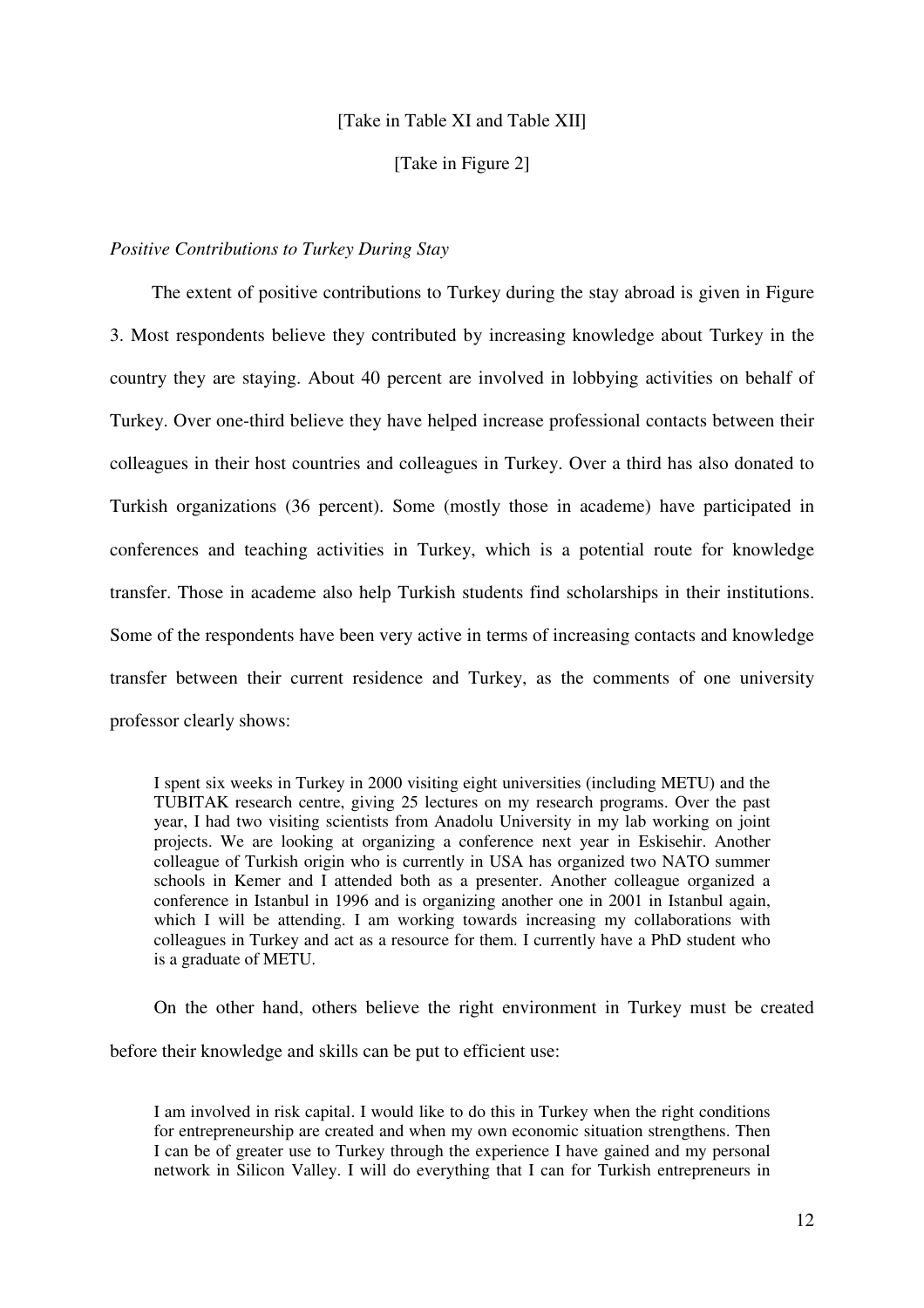[Take in Table XI and Table XII]

[Take in Figure 2]

*Positive Contributions to Turkey During Stay*

The extent of positive contributions to Turkey during the stay abroad is given in Figure 3. Most respondents believe they contributed by increasing knowledge about Turkey in the country they are staying. About 40 percent are involved in lobbying activities on behalf of Turkey. Over one-third believe they have helped increase professional contacts between their colleagues in their host countries and colleagues in Turkey. Over a third has also donated to Turkish organizations (36 percent). Some (mostly those in academe) have participated in conferences and teaching activities in Turkey, which is a potential route for knowledge transfer. Those in academe also help Turkish students find scholarships in their institutions. Some of the respondents have been very active in terms of increasing contacts and knowledge transfer between their current residence and Turkey, as the comments of one university professor clearly shows:

> I spent six weeks in Turkey in 2000 visiting eight universities (including METU) and the TUBITAK research centre, giving 25 lectures on my research programs. Over the past year, I had two visiting scientists from Anadolu University in my lab working on joint projects. We are looking at organizing a conference next year in Eskisehir. Another colleague of Turkish origin who is currently in USA has organized two NATO summer schools in Kemer and I attended both as a presenter. Another colleague organized a conference in Istanbul in 1996 and is organizing another one in 2001 in Istanbul again, which I will be attending. I am working towards increasing my collaborations with colleagues in Turkey and act as a resource for them. I currently have a PhD student who is a graduate of METU.

On the other hand, others believe the right environment in Turkey must be created before their knowledge and skills can be put to efficient use:

> I am involved in risk capital. I would like to do this in Turkey when the right conditions for entrepreneurship are created and when my own economic situation strengthens. Then I can be of greater use to Turkey through the experience I have gained and my personal network in Silicon Valley. I will do everything that I can for Turkish entrepreneurs in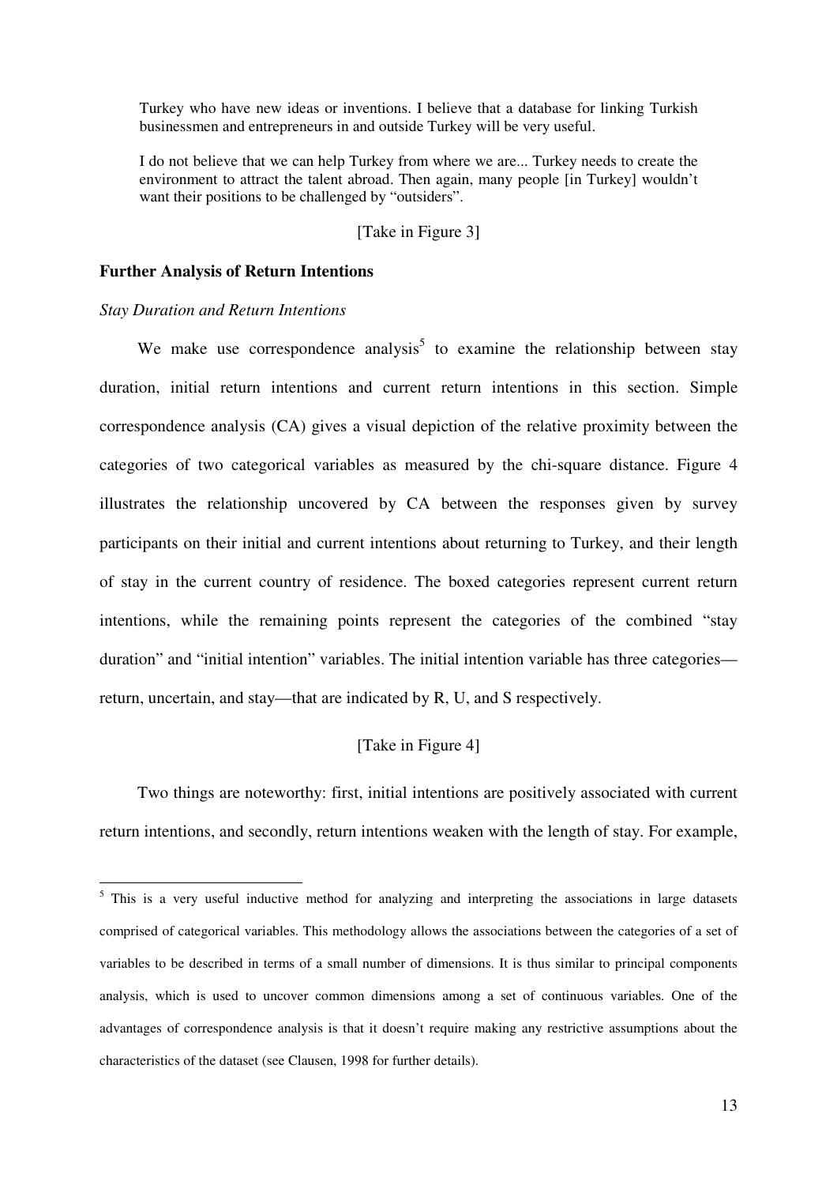> Turkey who have new ideas or inventions. I believe that a database for linking Turkish businessmen and entrepreneurs in and outside Turkey will be very useful.

> I do not believe that we can help Turkey from where we are... Turkey needs to create the environment to attract the talent abroad. Then again, many people [in Turkey] wouldn't want their positions to be challenged by "outsiders".

[Take in Figure 3]

### Further Analysis of Return Intentions

*Stay Duration and Return Intentions*

We make use correspondence analysis[5] to examine the relationship between stay duration, initial return intentions and current return intentions in this section. Simple correspondence analysis (CA) gives a visual depiction of the relative proximity between the categories of two categorical variables as measured by the chi-square distance. Figure 4 illustrates the relationship uncovered by CA between the responses given by survey participants on their initial and current intentions about returning to Turkey, and their length of stay in the current country of residence. The boxed categories represent current return intentions, while the remaining points represent the categories of the combined "stay duration" and "initial intention" variables. The initial intention variable has three categories—return, uncertain, and stay—that are indicated by R, U, and S respectively.

[Take in Figure 4]

Two things are noteworthy: first, initial intentions are positively associated with current return intentions, and secondly, return intentions weaken with the length of stay. For example,

[5] This is a very useful inductive method for analyzing and interpreting the associations in large datasets comprised of categorical variables. This methodology allows the associations between the categories of a set of variables to be described in terms of a small number of dimensions. It is thus similar to principal components analysis, which is used to uncover common dimensions among a set of continuous variables. One of the advantages of correspondence analysis is that it doesn't require making any restrictive assumptions about the characteristics of the dataset (see Clausen, 1998 for further details).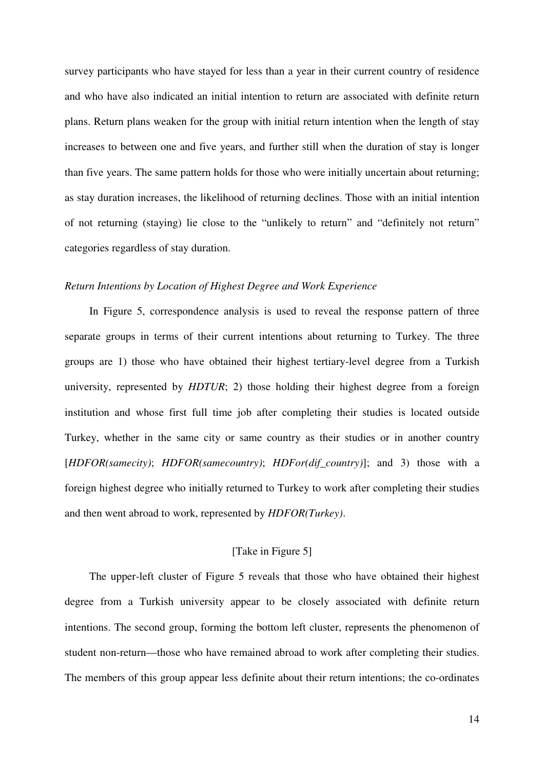survey participants who have stayed for less than a year in their current country of residence and who have also indicated an initial intention to return are associated with definite return plans. Return plans weaken for the group with initial return intention when the length of stay increases to between one and five years, and further still when the duration of stay is longer than five years. The same pattern holds for those who were initially uncertain about returning; as stay duration increases, the likelihood of returning declines. Those with an initial intention of not returning (staying) lie close to the "unlikely to return" and "definitely not return" categories regardless of stay duration.

*Return Intentions by Location of Highest Degree and Work Experience*

In Figure 5, correspondence analysis is used to reveal the response pattern of three separate groups in terms of their current intentions about returning to Turkey. The three groups are 1) those who have obtained their highest tertiary-level degree from a Turkish university, represented by *HDTUR*; 2) those holding their highest degree from a foreign institution and whose first full time job after completing their studies is located outside Turkey, whether in the same city or same country as their studies or in another country [*HDFOR(samecity)*; *HDFOR(samecountry)*; *HDFor(dif_country)*]; and 3) those with a foreign highest degree who initially returned to Turkey to work after completing their studies and then went abroad to work, represented by *HDFOR(Turkey)*.

[Take in Figure 5]

The upper-left cluster of Figure 5 reveals that those who have obtained their highest degree from a Turkish university appear to be closely associated with definite return intentions. The second group, forming the bottom left cluster, represents the phenomenon of student non-return—those who have remained abroad to work after completing their studies. The members of this group appear less definite about their return intentions; the co-ordinates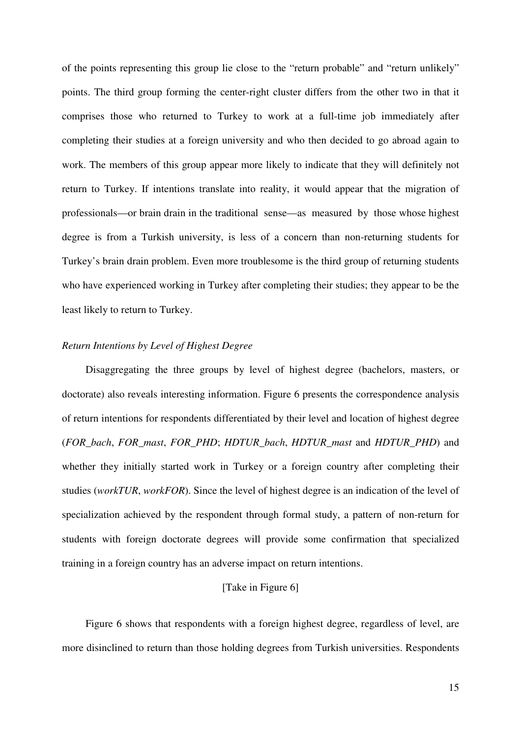of the points representing this group lie close to the "return probable" and "return unlikely" points. The third group forming the center-right cluster differs from the other two in that it comprises those who returned to Turkey to work at a full-time job immediately after completing their studies at a foreign university and who then decided to go abroad again to work. The members of this group appear more likely to indicate that they will definitely not return to Turkey. If intentions translate into reality, it would appear that the migration of professionals—or brain drain in the traditional sense—as measured by those whose highest degree is from a Turkish university, is less of a concern than non-returning students for Turkey's brain drain problem. Even more troublesome is the third group of returning students who have experienced working in Turkey after completing their studies; they appear to be the least likely to return to Turkey.

*Return Intentions by Level of Highest Degree*

Disaggregating the three groups by level of highest degree (bachelors, masters, or doctorate) also reveals interesting information. Figure 6 presents the correspondence analysis of return intentions for respondents differentiated by their level and location of highest degree (*FOR_bach*, *FOR_mast*, *FOR_PHD*; *HDTUR_bach*, *HDTUR_mast* and *HDTUR_PHD*) and whether they initially started work in Turkey or a foreign country after completing their studies (*workTUR*, *workFOR*). Since the level of highest degree is an indication of the level of specialization achieved by the respondent through formal study, a pattern of non-return for students with foreign doctorate degrees will provide some confirmation that specialized training in a foreign country has an adverse impact on return intentions.

[Take in Figure 6]

Figure 6 shows that respondents with a foreign highest degree, regardless of level, are more disinclined to return than those holding degrees from Turkish universities. Respondents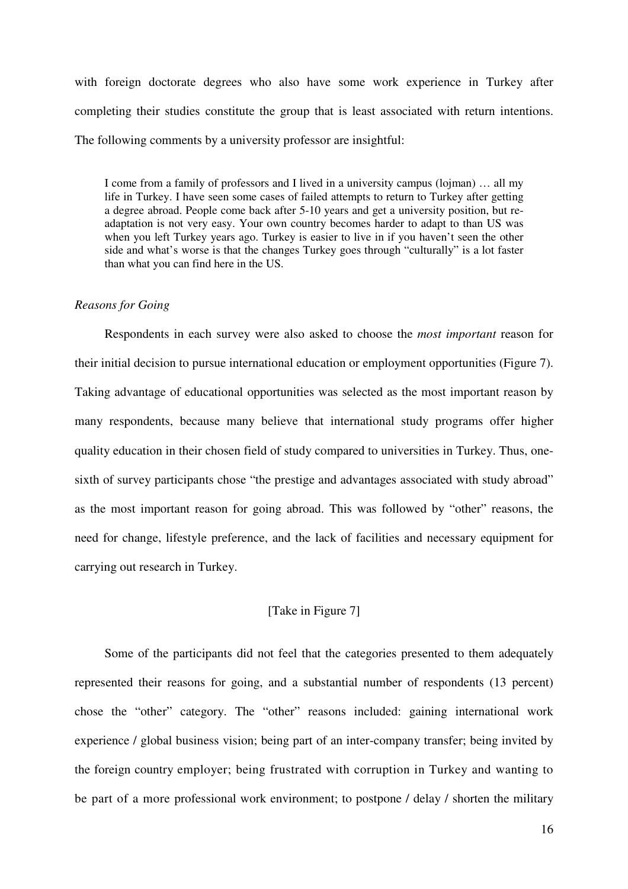with foreign doctorate degrees who also have some work experience in Turkey after completing their studies constitute the group that is least associated with return intentions. The following comments by a university professor are insightful:

> I come from a family of professors and I lived in a university campus (lojman) … all my life in Turkey. I have seen some cases of failed attempts to return to Turkey after getting a degree abroad. People come back after 5-10 years and get a university position, but re-adaptation is not very easy. Your own country becomes harder to adapt to than US was when you left Turkey years ago. Turkey is easier to live in if you haven't seen the other side and what's worse is that the changes Turkey goes through "culturally" is a lot faster than what you can find here in the US.

*Reasons for Going*

Respondents in each survey were also asked to choose the *most important* reason for their initial decision to pursue international education or employment opportunities (Figure 7). Taking advantage of educational opportunities was selected as the most important reason by many respondents, because many believe that international study programs offer higher quality education in their chosen field of study compared to universities in Turkey. Thus, one-sixth of survey participants chose "the prestige and advantages associated with study abroad" as the most important reason for going abroad. This was followed by "other" reasons, the need for change, lifestyle preference, and the lack of facilities and necessary equipment for carrying out research in Turkey.

[Take in Figure 7]

Some of the participants did not feel that the categories presented to them adequately represented their reasons for going, and a substantial number of respondents (13 percent) chose the "other" category. The "other" reasons included: gaining international work experience / global business vision; being part of an inter-company transfer; being invited by the foreign country employer; being frustrated with corruption in Turkey and wanting to be part of a more professional work environment; to postpone / delay / shorten the military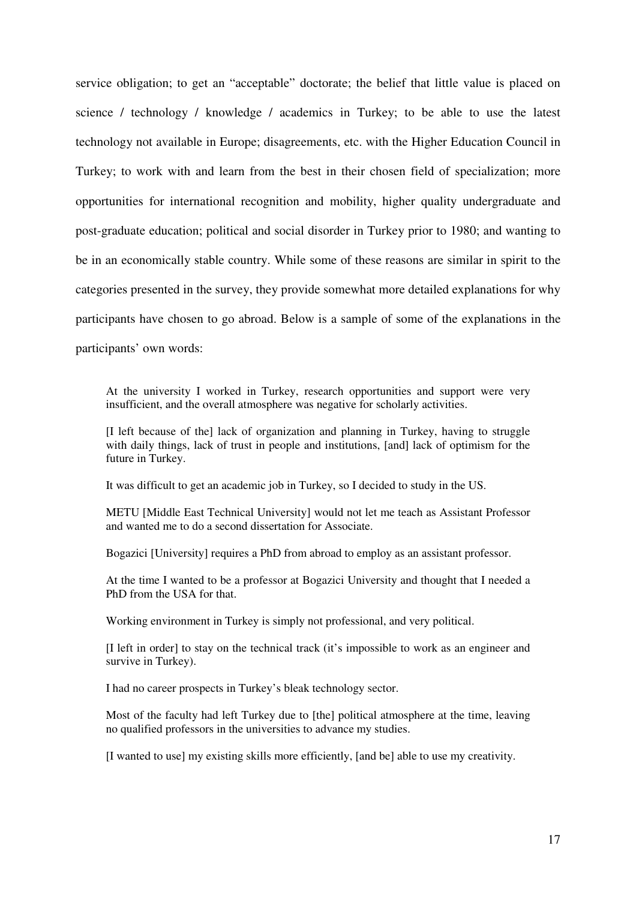service obligation; to get an "acceptable" doctorate; the belief that little value is placed on science / technology / knowledge / academics in Turkey; to be able to use the latest technology not available in Europe; disagreements, etc. with the Higher Education Council in Turkey; to work with and learn from the best in their chosen field of specialization; more opportunities for international recognition and mobility, higher quality undergraduate and post-graduate education; political and social disorder in Turkey prior to 1980; and wanting to be in an economically stable country. While some of these reasons are similar in spirit to the categories presented in the survey, they provide somewhat more detailed explanations for why participants have chosen to go abroad. Below is a sample of some of the explanations in the participants' own words:

> At the university I worked in Turkey, research opportunities and support were very insufficient, and the overall atmosphere was negative for scholarly activities.
>
> [I left because of the] lack of organization and planning in Turkey, having to struggle with daily things, lack of trust in people and institutions, [and] lack of optimism for the future in Turkey.
>
> It was difficult to get an academic job in Turkey, so I decided to study in the US.
>
> METU [Middle East Technical University] would not let me teach as Assistant Professor and wanted me to do a second dissertation for Associate.
>
> Bogazici [University] requires a PhD from abroad to employ as an assistant professor.
>
> At the time I wanted to be a professor at Bogazici University and thought that I needed a PhD from the USA for that.
>
> Working environment in Turkey is simply not professional, and very political.
>
> [I left in order] to stay on the technical track (it's impossible to work as an engineer and survive in Turkey).
>
> I had no career prospects in Turkey's bleak technology sector.
>
> Most of the faculty had left Turkey due to [the] political atmosphere at the time, leaving no qualified professors in the universities to advance my studies.
>
> [I wanted to use] my existing skills more efficiently, [and be] able to use my creativity.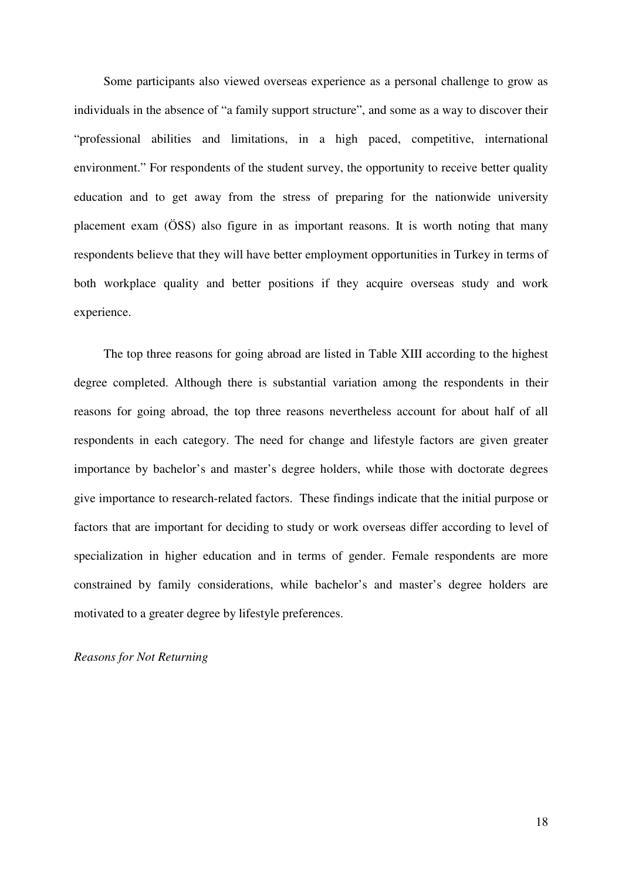Some participants also viewed overseas experience as a personal challenge to grow as individuals in the absence of "a family support structure", and some as a way to discover their "professional abilities and limitations, in a high paced, competitive, international environment." For respondents of the student survey, the opportunity to receive better quality education and to get away from the stress of preparing for the nationwide university placement exam (ÖSS) also figure in as important reasons. It is worth noting that many respondents believe that they will have better employment opportunities in Turkey in terms of both workplace quality and better positions if they acquire overseas study and work experience.

The top three reasons for going abroad are listed in Table XIII according to the highest degree completed. Although there is substantial variation among the respondents in their reasons for going abroad, the top three reasons nevertheless account for about half of all respondents in each category. The need for change and lifestyle factors are given greater importance by bachelor's and master's degree holders, while those with doctorate degrees give importance to research-related factors. These findings indicate that the initial purpose or factors that are important for deciding to study or work overseas differ according to level of specialization in higher education and in terms of gender. Female respondents are more constrained by family considerations, while bachelor's and master's degree holders are motivated to a greater degree by lifestyle preferences.

*Reasons for Not Returning*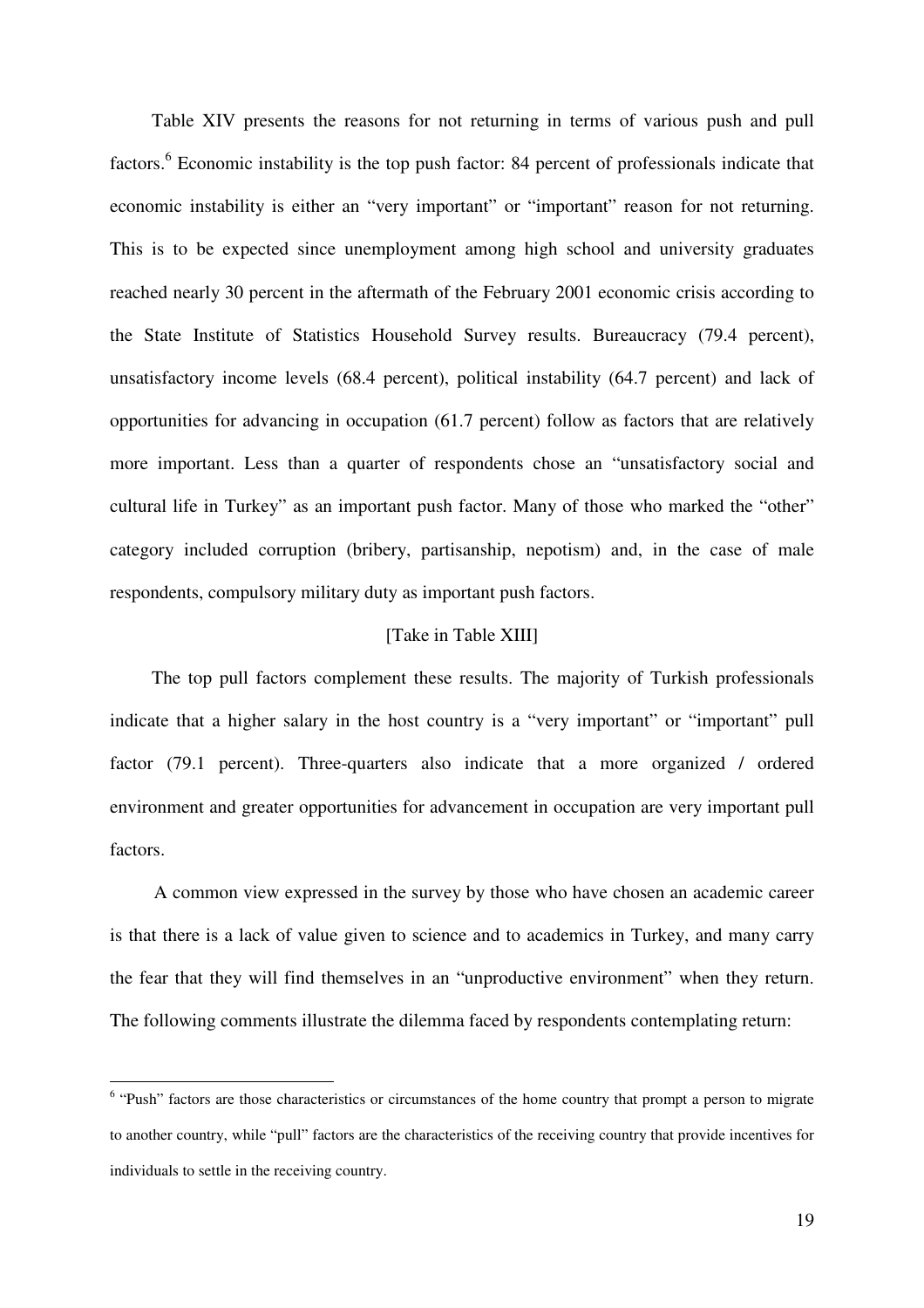Table XIV presents the reasons for not returning in terms of various push and pull factors.[6] Economic instability is the top push factor: 84 percent of professionals indicate that economic instability is either an "very important" or "important" reason for not returning. This is to be expected since unemployment among high school and university graduates reached nearly 30 percent in the aftermath of the February 2001 economic crisis according to the State Institute of Statistics Household Survey results. Bureaucracy (79.4 percent), unsatisfactory income levels (68.4 percent), political instability (64.7 percent) and lack of opportunities for advancing in occupation (61.7 percent) follow as factors that are relatively more important. Less than a quarter of respondents chose an "unsatisfactory social and cultural life in Turkey" as an important push factor. Many of those who marked the "other" category included corruption (bribery, partisanship, nepotism) and, in the case of male respondents, compulsory military duty as important push factors.

[Take in Table XIII]

The top pull factors complement these results. The majority of Turkish professionals indicate that a higher salary in the host country is a "very important" or "important" pull factor (79.1 percent). Three-quarters also indicate that a more organized / ordered environment and greater opportunities for advancement in occupation are very important pull factors.

A common view expressed in the survey by those who have chosen an academic career is that there is a lack of value given to science and to academics in Turkey, and many carry the fear that they will find themselves in an "unproductive environment" when they return. The following comments illustrate the dilemma faced by respondents contemplating return:

---

[6] "Push" factors are those characteristics or circumstances of the home country that prompt a person to migrate to another country, while "pull" factors are the characteristics of the receiving country that provide incentives for individuals to settle in the receiving country.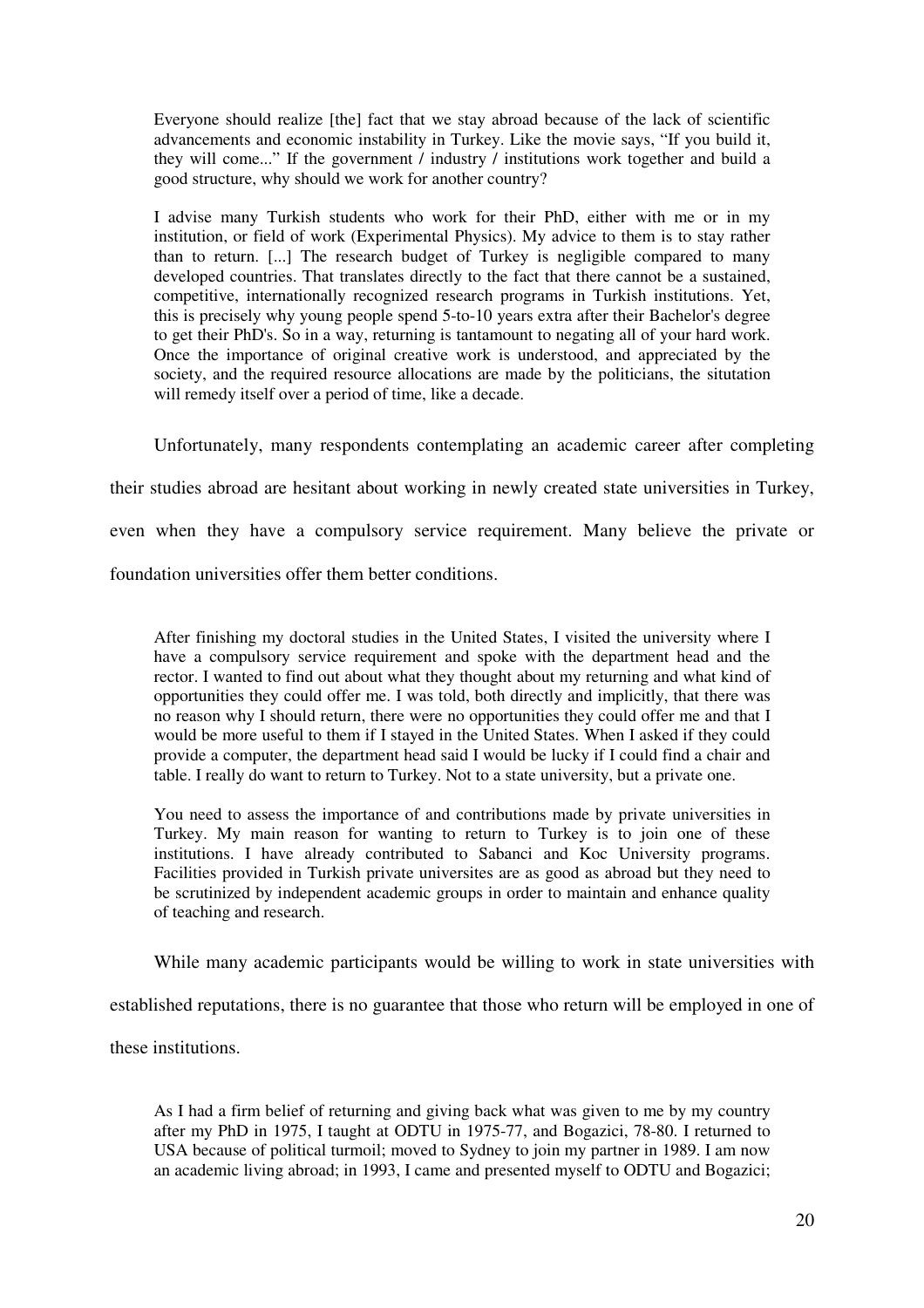> Everyone should realize [the] fact that we stay abroad because of the lack of scientific advancements and economic instability in Turkey. Like the movie says, "If you build it, they will come..." If the government / industry / institutions work together and build a good structure, why should we work for another country?

> I advise many Turkish students who work for their PhD, either with me or in my institution, or field of work (Experimental Physics). My advice to them is to stay rather than to return. [...] The research budget of Turkey is negligible compared to many developed countries. That translates directly to the fact that there cannot be a sustained, competitive, internationally recognized research programs in Turkish institutions. Yet, this is precisely why young people spend 5-to-10 years extra after their Bachelor's degree to get their PhD's. So in a way, returning is tantamount to negating all of your hard work. Once the importance of original creative work is understood, and appreciated by the society, and the required resource allocations are made by the politicians, the situtation will remedy itself over a period of time, like a decade.

Unfortunately, many respondents contemplating an academic career after completing their studies abroad are hesitant about working in newly created state universities in Turkey, even when they have a compulsory service requirement. Many believe the private or foundation universities offer them better conditions.

> After finishing my doctoral studies in the United States, I visited the university where I have a compulsory service requirement and spoke with the department head and the rector. I wanted to find out about what they thought about my returning and what kind of opportunities they could offer me. I was told, both directly and implicitly, that there was no reason why I should return, there were no opportunities they could offer me and that I would be more useful to them if I stayed in the United States. When I asked if they could provide a computer, the department head said I would be lucky if I could find a chair and table. I really do want to return to Turkey. Not to a state university, but a private one.

> You need to assess the importance of and contributions made by private universities in Turkey. My main reason for wanting to return to Turkey is to join one of these institutions. I have already contributed to Sabanci and Koc University programs. Facilities provided in Turkish private universites are as good as abroad but they need to be scrutinized by independent academic groups in order to maintain and enhance quality of teaching and research.

While many academic participants would be willing to work in state universities with established reputations, there is no guarantee that those who return will be employed in one of these institutions.

> As I had a firm belief of returning and giving back what was given to me by my country after my PhD in 1975, I taught at ODTU in 1975-77, and Bogazici, 78-80. I returned to USA because of political turmoil; moved to Sydney to join my partner in 1989. I am now an academic living abroad; in 1993, I came and presented myself to ODTU and Bogazici;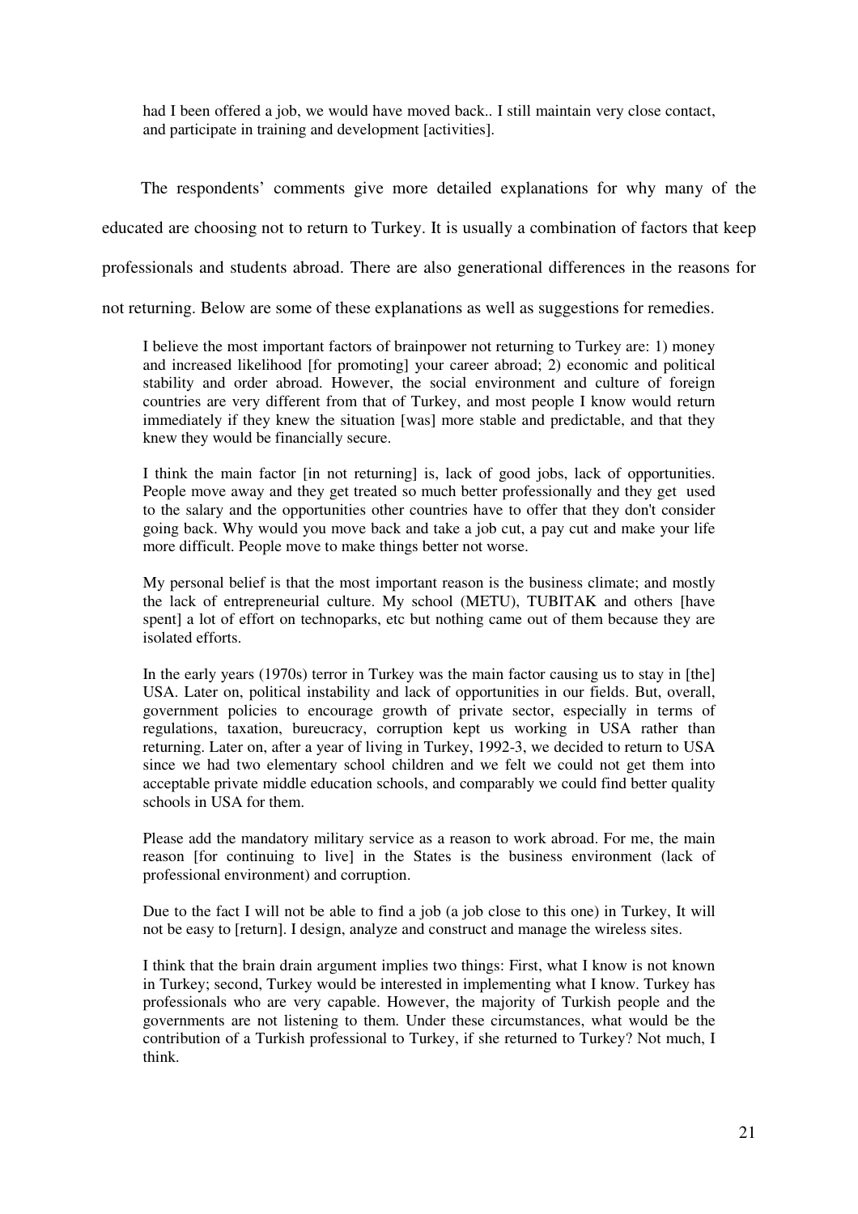> had I been offered a job, we would have moved back.. I still maintain very close contact, and participate in training and development [activities].

The respondents' comments give more detailed explanations for why many of the educated are choosing not to return to Turkey. It is usually a combination of factors that keep professionals and students abroad. There are also generational differences in the reasons for not returning. Below are some of these explanations as well as suggestions for remedies.

> I believe the most important factors of brainpower not returning to Turkey are: 1) money and increased likelihood [for promoting] your career abroad; 2) economic and political stability and order abroad. However, the social environment and culture of foreign countries are very different from that of Turkey, and most people I know would return immediately if they knew the situation [was] more stable and predictable, and that they knew they would be financially secure.

> I think the main factor [in not returning] is, lack of good jobs, lack of opportunities. People move away and they get treated so much better professionally and they get used to the salary and the opportunities other countries have to offer that they don't consider going back. Why would you move back and take a job cut, a pay cut and make your life more difficult. People move to make things better not worse.

> My personal belief is that the most important reason is the business climate; and mostly the lack of entrepreneurial culture. My school (METU), TUBITAK and others [have spent] a lot of effort on technoparks, etc but nothing came out of them because they are isolated efforts.

> In the early years (1970s) terror in Turkey was the main factor causing us to stay in [the] USA. Later on, political instability and lack of opportunities in our fields. But, overall, government policies to encourage growth of private sector, especially in terms of regulations, taxation, bureucracy, corruption kept us working in USA rather than returning. Later on, after a year of living in Turkey, 1992-3, we decided to return to USA since we had two elementary school children and we felt we could not get them into acceptable private middle education schools, and comparably we could find better quality schools in USA for them.

> Please add the mandatory military service as a reason to work abroad. For me, the main reason [for continuing to live] in the States is the business environment (lack of professional environment) and corruption.

> Due to the fact I will not be able to find a job (a job close to this one) in Turkey, It will not be easy to [return]. I design, analyze and construct and manage the wireless sites.

> I think that the brain drain argument implies two things: First, what I know is not known in Turkey; second, Turkey would be interested in implementing what I know. Turkey has professionals who are very capable. However, the majority of Turkish people and the governments are not listening to them. Under these circumstances, what would be the contribution of a Turkish professional to Turkey, if she returned to Turkey? Not much, I think.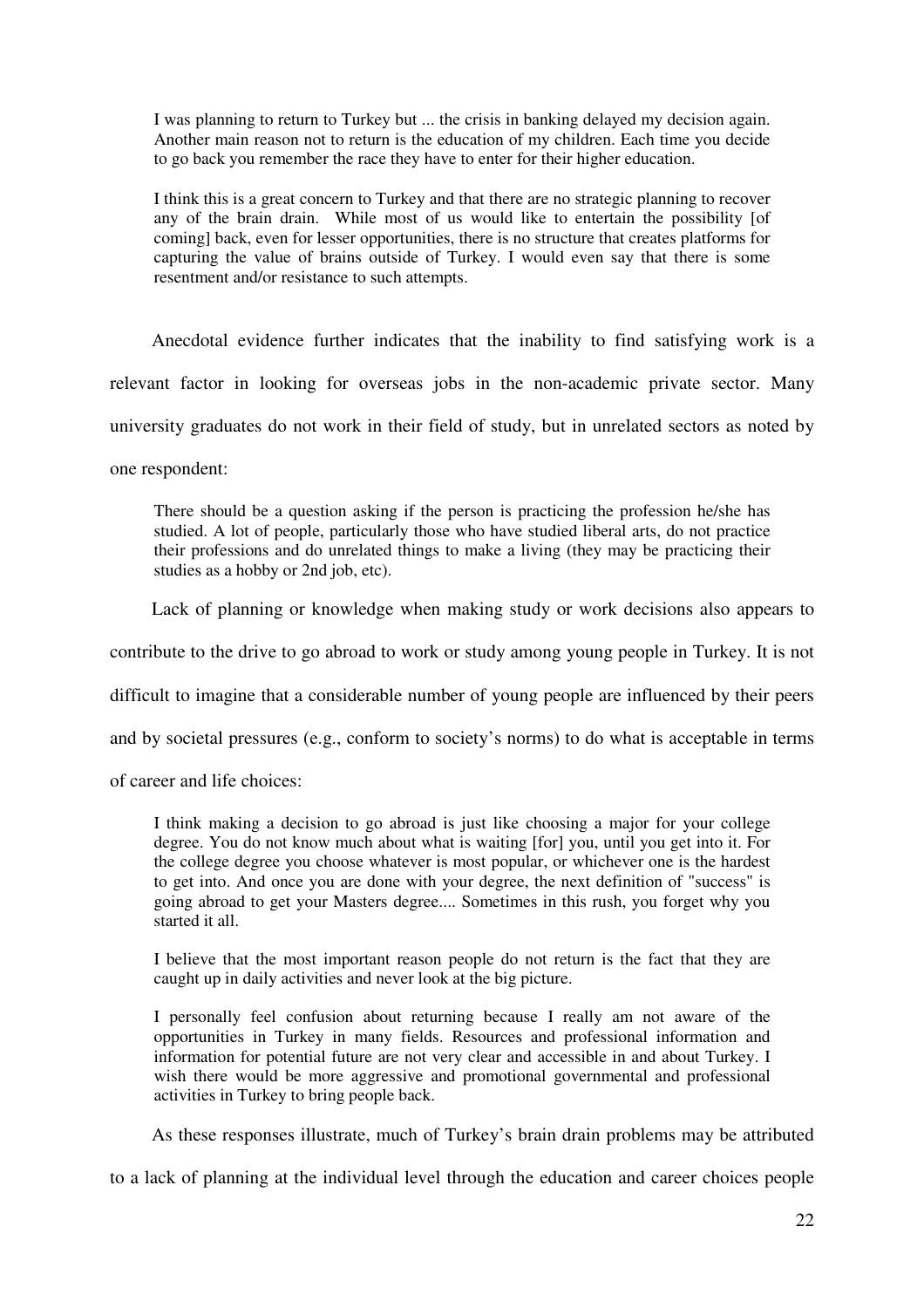> I was planning to return to Turkey but ... the crisis in banking delayed my decision again. Another main reason not to return is the education of my children. Each time you decide to go back you remember the race they have to enter for their higher education.

> I think this is a great concern to Turkey and that there are no strategic planning to recover any of the brain drain. While most of us would like to entertain the possibility [of coming] back, even for lesser opportunities, there is no structure that creates platforms for capturing the value of brains outside of Turkey. I would even say that there is some resentment and/or resistance to such attempts.

Anecdotal evidence further indicates that the inability to find satisfying work is a relevant factor in looking for overseas jobs in the non-academic private sector. Many university graduates do not work in their field of study, but in unrelated sectors as noted by one respondent:

> There should be a question asking if the person is practicing the profession he/she has studied. A lot of people, particularly those who have studied liberal arts, do not practice their professions and do unrelated things to make a living (they may be practicing their studies as a hobby or 2nd job, etc).

Lack of planning or knowledge when making study or work decisions also appears to contribute to the drive to go abroad to work or study among young people in Turkey. It is not difficult to imagine that a considerable number of young people are influenced by their peers and by societal pressures (e.g., conform to society's norms) to do what is acceptable in terms of career and life choices:

> I think making a decision to go abroad is just like choosing a major for your college degree. You do not know much about what is waiting [for] you, until you get into it. For the college degree you choose whatever is most popular, or whichever one is the hardest to get into. And once you are done with your degree, the next definition of "success" is going abroad to get your Masters degree.... Sometimes in this rush, you forget why you started it all.

> I believe that the most important reason people do not return is the fact that they are caught up in daily activities and never look at the big picture.

> I personally feel confusion about returning because I really am not aware of the opportunities in Turkey in many fields. Resources and professional information and information for potential future are not very clear and accessible in and about Turkey. I wish there would be more aggressive and promotional governmental and professional activities in Turkey to bring people back.

As these responses illustrate, much of Turkey's brain drain problems may be attributed to a lack of planning at the individual level through the education and career choices people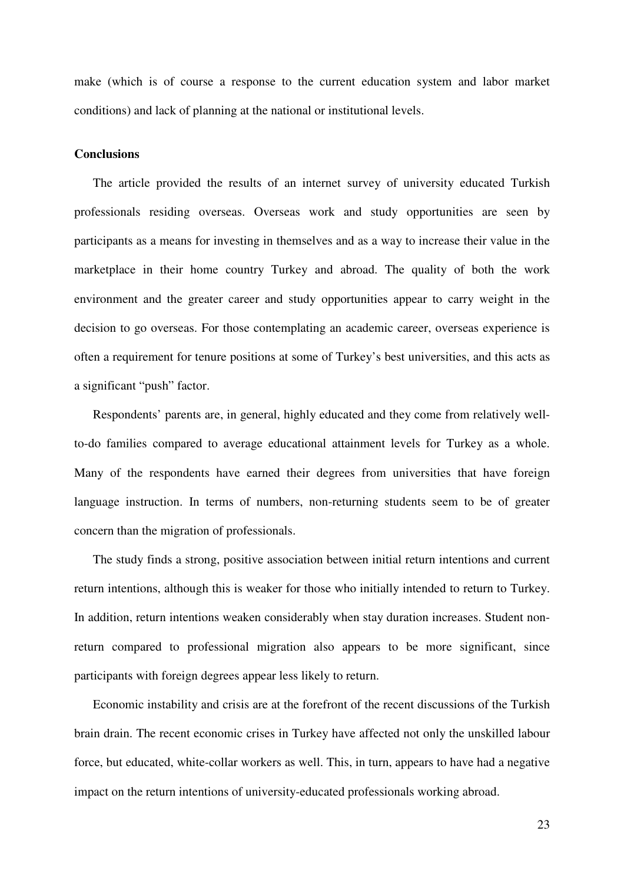make (which is of course a response to the current education system and labor market conditions) and lack of planning at the national or institutional levels.

**Conclusions**

The article provided the results of an internet survey of university educated Turkish professionals residing overseas. Overseas work and study opportunities are seen by participants as a means for investing in themselves and as a way to increase their value in the marketplace in their home country Turkey and abroad. The quality of both the work environment and the greater career and study opportunities appear to carry weight in the decision to go overseas. For those contemplating an academic career, overseas experience is often a requirement for tenure positions at some of Turkey's best universities, and this acts as a significant "push" factor.

Respondents' parents are, in general, highly educated and they come from relatively well-to-do families compared to average educational attainment levels for Turkey as a whole. Many of the respondents have earned their degrees from universities that have foreign language instruction. In terms of numbers, non-returning students seem to be of greater concern than the migration of professionals.

The study finds a strong, positive association between initial return intentions and current return intentions, although this is weaker for those who initially intended to return to Turkey. In addition, return intentions weaken considerably when stay duration increases. Student non-return compared to professional migration also appears to be more significant, since participants with foreign degrees appear less likely to return.

Economic instability and crisis are at the forefront of the recent discussions of the Turkish brain drain. The recent economic crises in Turkey have affected not only the unskilled labour force, but educated, white-collar workers as well. This, in turn, appears to have had a negative impact on the return intentions of university-educated professionals working abroad.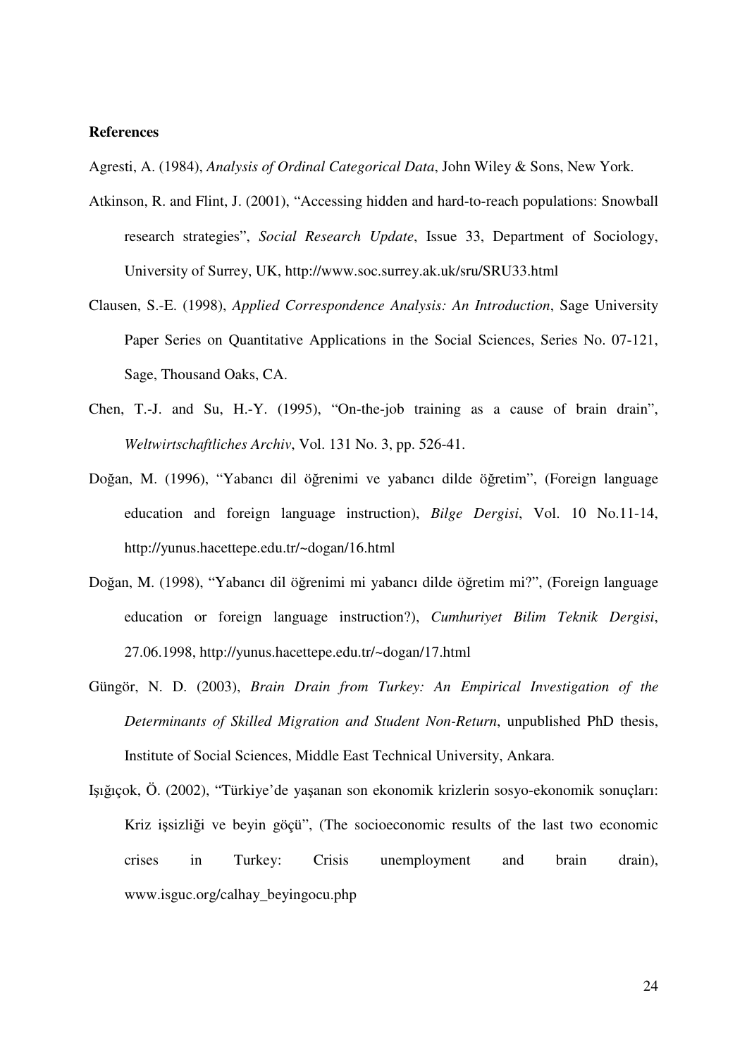**References**

Agresti, A. (1984), *Analysis of Ordinal Categorical Data*, John Wiley & Sons, New York.

Atkinson, R. and Flint, J. (2001), "Accessing hidden and hard-to-reach populations: Snowball research strategies", *Social Research Update*, Issue 33, Department of Sociology, University of Surrey, UK, http://www.soc.surrey.ak.uk/sru/SRU33.html

Clausen, S.-E. (1998), *Applied Correspondence Analysis: An Introduction*, Sage University Paper Series on Quantitative Applications in the Social Sciences, Series No. 07-121, Sage, Thousand Oaks, CA.

Chen, T.-J. and Su, H.-Y. (1995), "On-the-job training as a cause of brain drain", *Weltwirtschaftliches Archiv*, Vol. 131 No. 3, pp. 526-41.

Doğan, M. (1996), "Yabancı dil öğrenimi ve yabancı dilde öğretim", (Foreign language education and foreign language instruction), *Bilge Dergisi*, Vol. 10 No.11-14, http://yunus.hacettepe.edu.tr/~dogan/16.html

Doğan, M. (1998), "Yabancı dil öğrenimi mi yabancı dilde öğretim mi?", (Foreign language education or foreign language instruction?), *Cumhuriyet Bilim Teknik Dergisi*, 27.06.1998, http://yunus.hacettepe.edu.tr/~dogan/17.html

Güngör, N. D. (2003), *Brain Drain from Turkey: An Empirical Investigation of the Determinants of Skilled Migration and Student Non-Return*, unpublished PhD thesis, Institute of Social Sciences, Middle East Technical University, Ankara.

Işığıçok, Ö. (2002), "Türkiye'de yaşanan son ekonomik krizlerin sosyo-ekonomik sonuçları: Kriz işsizliği ve beyin göçü", (The socioeconomic results of the last two economic crises in Turkey: Crisis unemployment and brain drain), www.isguc.org/calhay_beyingocu.php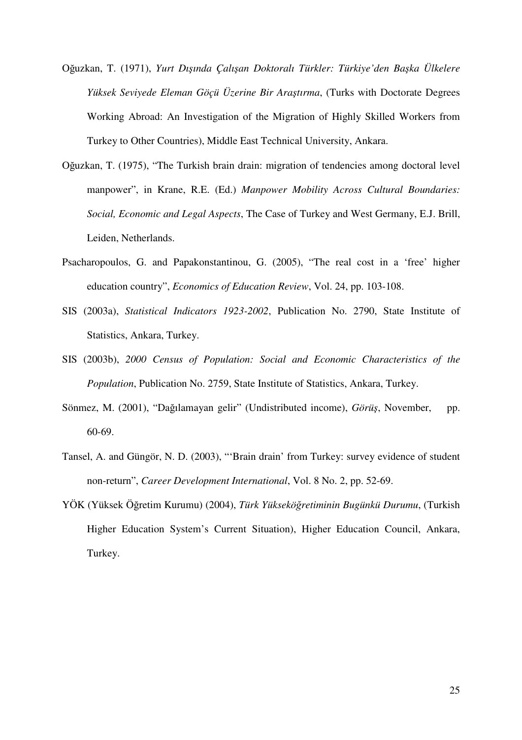Oğuzkan, T. (1971), *Yurt Dışında Çalışan Doktoralı Türkler: Türkiye'den Başka Ülkelere Yüksek Seviyede Eleman Göçü Üzerine Bir Araştırma*, (Turks with Doctorate Degrees Working Abroad: An Investigation of the Migration of Highly Skilled Workers from Turkey to Other Countries), Middle East Technical University, Ankara.

Oğuzkan, T. (1975), "The Turkish brain drain: migration of tendencies among doctoral level manpower", in Krane, R.E. (Ed.) *Manpower Mobility Across Cultural Boundaries: Social, Economic and Legal Aspects*, The Case of Turkey and West Germany, E.J. Brill, Leiden, Netherlands.

Psacharopoulos, G. and Papakonstantinou, G. (2005), "The real cost in a 'free' higher education country", *Economics of Education Review*, Vol. 24, pp. 103-108.

SIS (2003a), *Statistical Indicators 1923-2002*, Publication No. 2790, State Institute of Statistics, Ankara, Turkey.

SIS (2003b), *2000 Census of Population: Social and Economic Characteristics of the Population*, Publication No. 2759, State Institute of Statistics, Ankara, Turkey.

Sönmez, M. (2001), "Dağılamayan gelir" (Undistributed income), *Görüş*, November, pp. 60-69.

Tansel, A. and Güngör, N. D. (2003), "'Brain drain' from Turkey: survey evidence of student non-return", *Career Development International*, Vol. 8 No. 2, pp. 52-69.

YÖK (Yüksek Öğretim Kurumu) (2004), *Türk Yükseköğretiminin Bugünkü Durumu*, (Turkish Higher Education System's Current Situation), Higher Education Council, Ankara, Turkey.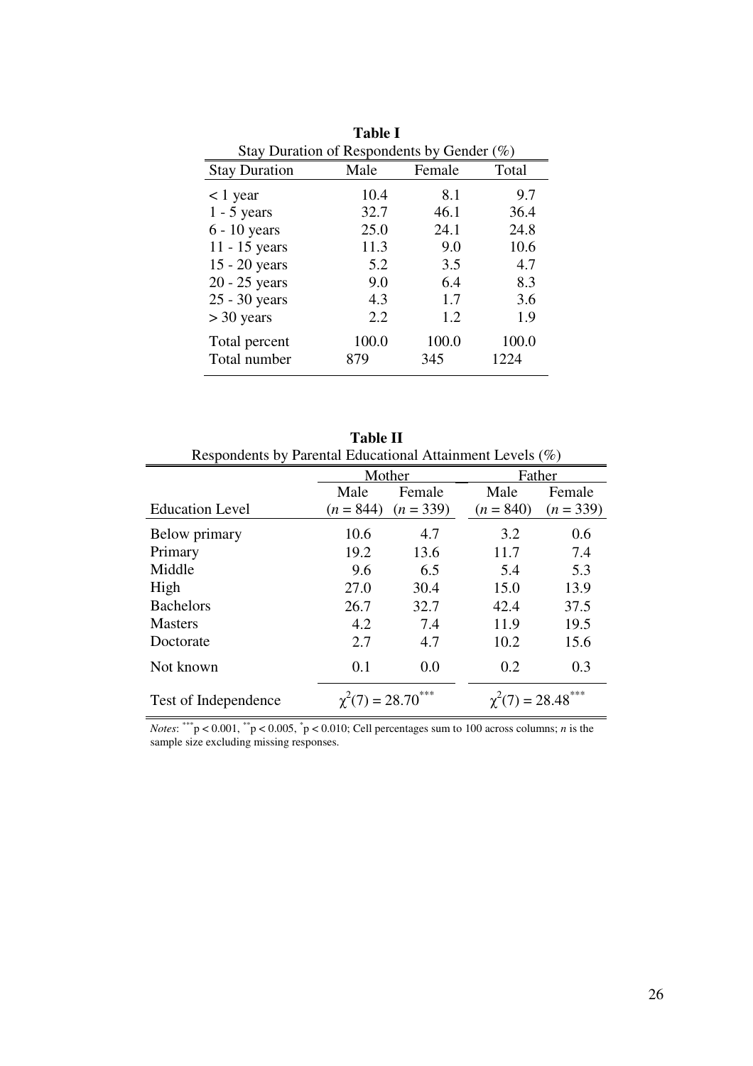**Table I**

Stay Duration of Respondents by Gender (%)

| Stay Duration | Male | Female | Total |
|---|---|---|---|
| < 1 year | 10.4 | 8.1 | 9.7 |
| 1 - 5 years | 32.7 | 46.1 | 36.4 |
| 6 - 10 years | 25.0 | 24.1 | 24.8 |
| 11 - 15 years | 11.3 | 9.0 | 10.6 |
| 15 - 20 years | 5.2 | 3.5 | 4.7 |
| 20 - 25 years | 9.0 | 6.4 | 8.3 |
| 25 - 30 years | 4.3 | 1.7 | 3.6 |
| > 30 years | 2.2 | 1.2 | 1.9 |
| Total percent | 100.0 | 100.0 | 100.0 |
| Total number | 879 | 345 | 1224 |

**Table II**

Respondents by Parental Educational Attainment Levels (%)

| | Mother | | Father | |
|---|---|---|---|---|
| Education Level | Male ($n$ = 844) | Female ($n$ = 339) | Male ($n$ = 840) | Female ($n$ = 339) |
| Below primary | 10.6 | 4.7 | 3.2 | 0.6 |
| Primary | 19.2 | 13.6 | 11.7 | 7.4 |
| Middle | 9.6 | 6.5 | 5.4 | 5.3 |
| High | 27.0 | 30.4 | 15.0 | 13.9 |
| Bachelors | 26.7 | 32.7 | 42.4 | 37.5 |
| Masters | 4.2 | 7.4 | 11.9 | 19.5 |
| Doctorate | 2.7 | 4.7 | 10.2 | 15.6 |
| Not known | 0.1 | 0.0 | 0.2 | 0.3 |
| Test of Independence | $\chi^2(7) = 28.70^{***}$ | | $\chi^2(7) = 28.48^{***}$ | |

*Notes*: $^{***}p < 0.001$, $^{**}p < 0.005$, $^{*}p < 0.010$; Cell percentages sum to 100 across columns; $n$ is the sample size excluding missing responses.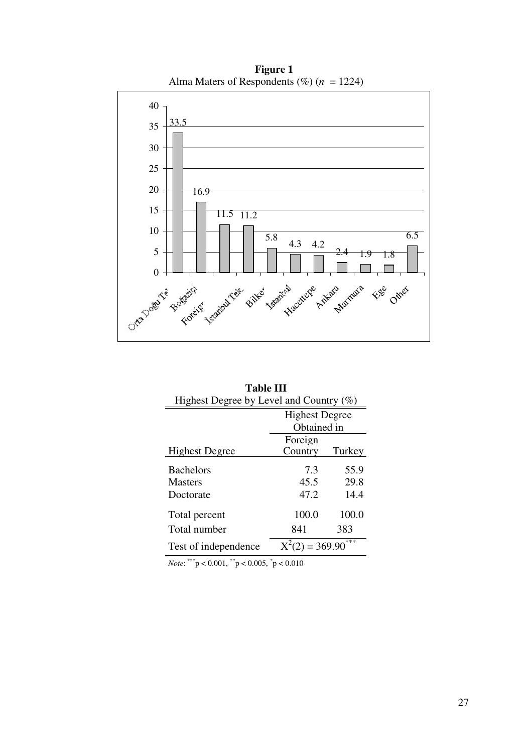**Figure 1**
Alma Maters of Respondents (%) (*n* = 1224)

| Orta Doğu Te | Boğaziçi | Foreign | İstanbul Tek. | Bilkent | İstanbul | Hacettepe | Ankara | Marmara | Ege | Other |
|---|---|---|---|---|---|---|---|---|---|---|
| 33.5 | 16.9 | 11.5 | 11.2 | 5.8 | 4.3 | 4.2 | 2.4 | 1.9 | 1.8 | 6.5 |

**Table III**
Highest Degree by Level and Country (%)

| | Highest Degree Obtained in | |
|---|---|---|
| Highest Degree | Foreign Country | Turkey |
| Bachelors | 7.3 | 55.9 |
| Masters | 45.5 | 29.8 |
| Doctorate | 47.2 | 14.4 |
| Total percent | 100.0 | 100.0 |
| Total number | 841 | 383 |
| Test of independence | $X^2(2) = 369.90^{***}$ | |

*Note*: $^{***}p < 0.001$, $^{**}p < 0.005$, $^{*}p < 0.010$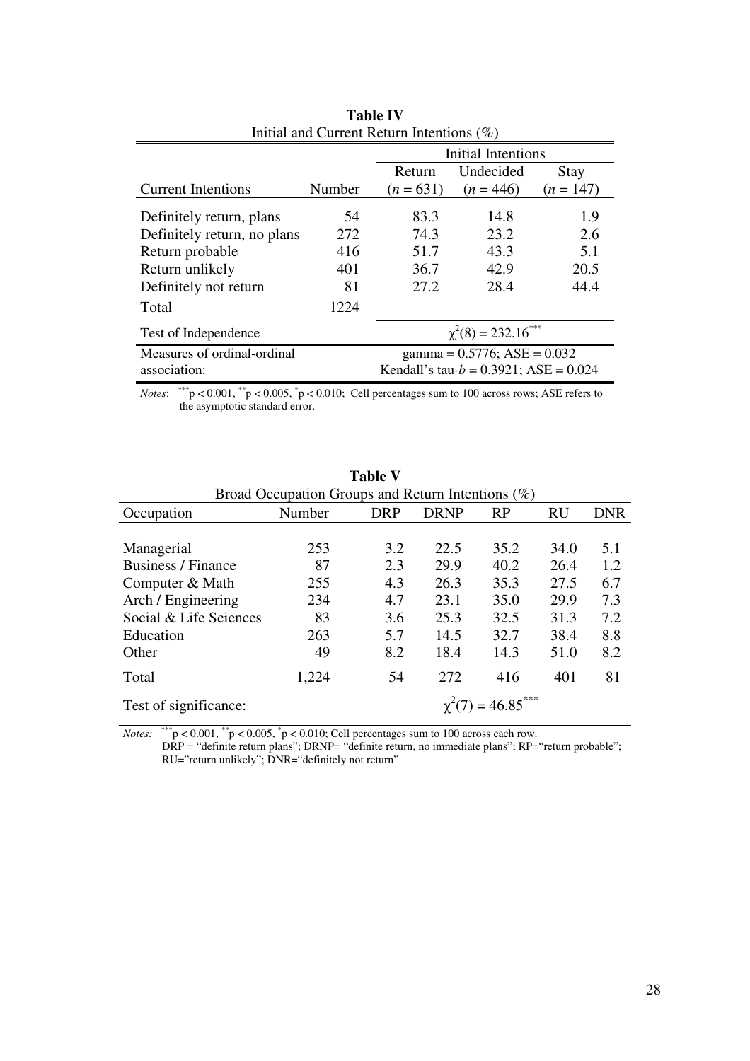**Table IV**

Initial and Current Return Intentions (%)

| | | Initial Intentions | | |
|---|---|---|---|---|
| Current Intentions | Number | Return ($n$ = 631) | Undecided ($n$ = 446) | Stay ($n$ = 147) |
| Definitely return, plans | 54 | 83.3 | 14.8 | 1.9 |
| Definitely return, no plans | 272 | 74.3 | 23.2 | 2.6 |
| Return probable | 416 | 51.7 | 43.3 | 5.1 |
| Return unlikely | 401 | 36.7 | 42.9 | 20.5 |
| Definitely not return | 81 | 27.2 | 28.4 | 44.4 |
| Total | 1224 | | | |
| Test of Independence | | $\chi^2(8) = 232.16^{***}$ | | |
| Measures of ordinal-ordinal association: | | gamma = 0.5776; ASE = 0.032; Kendall's tau-$b$ = 0.3921; ASE = 0.024 | | |

*Notes*: $^{***}p < 0.001$, $^{**}p < 0.005$, $^{*}p < 0.010$; Cell percentages sum to 100 across rows; ASE refers to the asymptotic standard error.

**Table V**

Broad Occupation Groups and Return Intentions (%)

| Occupation | Number | DRP | DRNP | RP | RU | DNR |
|---|---|---|---|---|---|---|
| Managerial | 253 | 3.2 | 22.5 | 35.2 | 34.0 | 5.1 |
| Business / Finance | 87 | 2.3 | 29.9 | 40.2 | 26.4 | 1.2 |
| Computer & Math | 255 | 4.3 | 26.3 | 35.3 | 27.5 | 6.7 |
| Arch / Engineering | 234 | 4.7 | 23.1 | 35.0 | 29.9 | 7.3 |
| Social & Life Sciences | 83 | 3.6 | 25.3 | 32.5 | 31.3 | 7.2 |
| Education | 263 | 5.7 | 14.5 | 32.7 | 38.4 | 8.8 |
| Other | 49 | 8.2 | 18.4 | 14.3 | 51.0 | 8.2 |
| Total | 1,224 | 54 | 272 | 416 | 401 | 81 |
| Test of significance: | | | | $\chi^2(7) = 46.85^{***}$ | | |

*Notes:* $^{***}p < 0.001$, $^{**}p < 0.005$, $^{*}p < 0.010$; Cell percentages sum to 100 across each row.
DRP = "definite return plans"; DRNP= "definite return, no immediate plans"; RP="return probable"; RU="return unlikely"; DNR="definitely not return"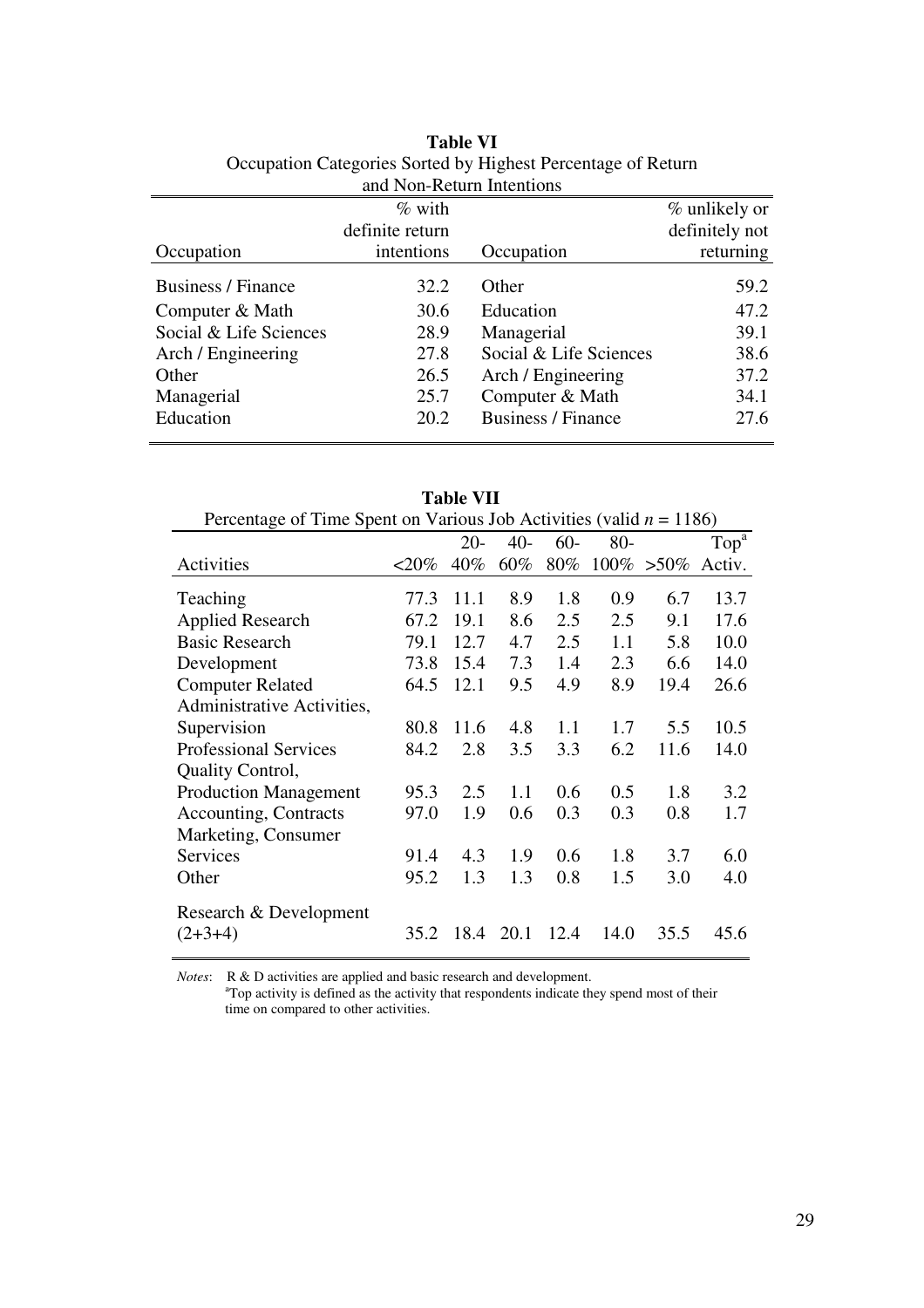**Table VI**

Occupation Categories Sorted by Highest Percentage of Return and Non-Return Intentions

| Occupation | % with definite return intentions | Occupation | % unlikely or definitely not returning |
|---|---|---|---|
| Business / Finance | 32.2 | Other | 59.2 |
| Computer & Math | 30.6 | Education | 47.2 |
| Social & Life Sciences | 28.9 | Managerial | 39.1 |
| Arch / Engineering | 27.8 | Social & Life Sciences | 38.6 |
| Other | 26.5 | Arch / Engineering | 37.2 |
| Managerial | 25.7 | Computer & Math | 34.1 |
| Education | 20.2 | Business / Finance | 27.6 |

**Table VII**

Percentage of Time Spent on Various Job Activities (valid $n$ = 1186)

| Activities | <20% | 20-40% | 40-60% | 60-80% | 80-100% | >50% | Top[a] Activ. |
|---|---|---|---|---|---|---|---|
| Teaching | 77.3 | 11.1 | 8.9 | 1.8 | 0.9 | 6.7 | 13.7 |
| Applied Research | 67.2 | 19.1 | 8.6 | 2.5 | 2.5 | 9.1 | 17.6 |
| Basic Research | 79.1 | 12.7 | 4.7 | 2.5 | 1.1 | 5.8 | 10.0 |
| Development | 73.8 | 15.4 | 7.3 | 1.4 | 2.3 | 6.6 | 14.0 |
| Computer Related | 64.5 | 12.1 | 9.5 | 4.9 | 8.9 | 19.4 | 26.6 |
| Administrative Activities, Supervision | 80.8 | 11.6 | 4.8 | 1.1 | 1.7 | 5.5 | 10.5 |
| Professional Services | 84.2 | 2.8 | 3.5 | 3.3 | 6.2 | 11.6 | 14.0 |
| Quality Control, Production Management | 95.3 | 2.5 | 1.1 | 0.6 | 0.5 | 1.8 | 3.2 |
| Accounting, Contracts | 97.0 | 1.9 | 0.6 | 0.3 | 0.3 | 0.8 | 1.7 |
| Marketing, Consumer Services | 91.4 | 4.3 | 1.9 | 0.6 | 1.8 | 3.7 | 6.0 |
| Other | 95.2 | 1.3 | 1.3 | 0.8 | 1.5 | 3.0 | 4.0 |
| Research & Development (2+3+4) | 35.2 | 18.4 | 20.1 | 12.4 | 14.0 | 35.5 | 45.6 |

*Notes*: R & D activities are applied and basic research and development.
[a]Top activity is defined as the activity that respondents indicate they spend most of their time on compared to other activities.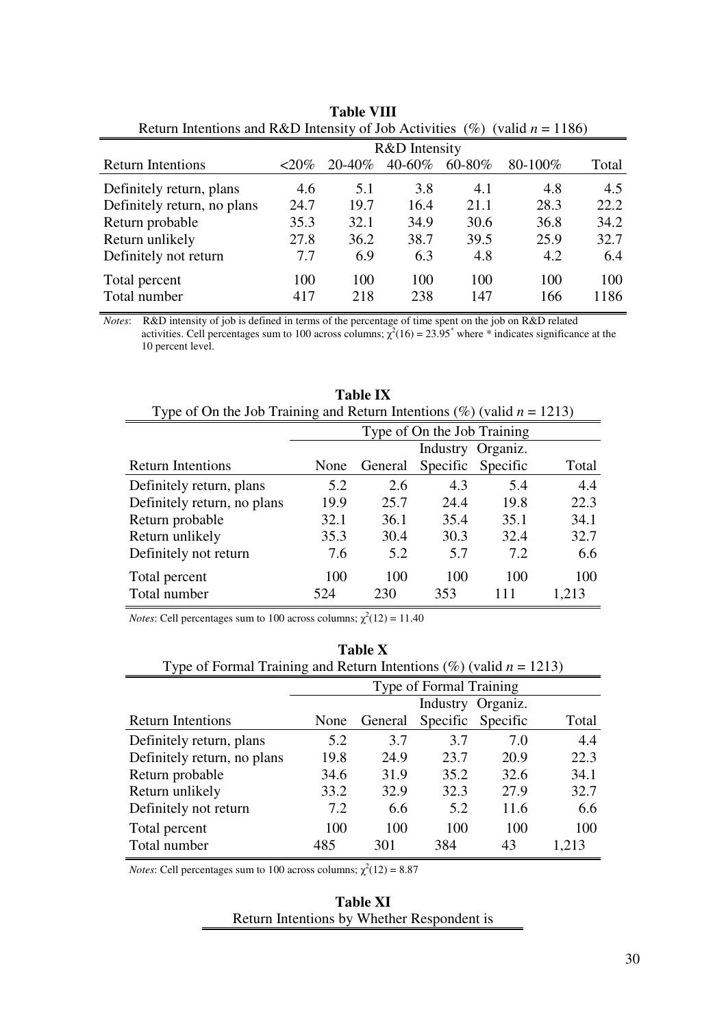**Table VIII**

Return Intentions and R&D Intensity of Job Activities (%) (valid $n$ = 1186)

| | R&D Intensity | | | | | |
|---|---|---|---|---|---|---|
| Return Intentions | <20% | 20-40% | 40-60% | 60-80% | 80-100% | Total |
| Definitely return, plans | 4.6 | 5.1 | 3.8 | 4.1 | 4.8 | 4.5 |
| Definitely return, no plans | 24.7 | 19.7 | 16.4 | 21.1 | 28.3 | 22.2 |
| Return probable | 35.3 | 32.1 | 34.9 | 30.6 | 36.8 | 34.2 |
| Return unlikely | 27.8 | 36.2 | 38.7 | 39.5 | 25.9 | 32.7 |
| Definitely not return | 7.7 | 6.9 | 6.3 | 4.8 | 4.2 | 6.4 |
| Total percent | 100 | 100 | 100 | 100 | 100 | 100 |
| Total number | 417 | 218 | 238 | 147 | 166 | 1186 |

*Notes*: R&D intensity of job is defined in terms of the percentage of time spent on the job on R&D related activities. Cell percentages sum to 100 across columns; $\chi^2(16) = 23.95^*$ where * indicates significance at the 10 percent level.

**Table IX**

Type of On the Job Training and Return Intentions (%) (valid $n$ = 1213)

| | Type of On the Job Training | | | | |
|---|---|---|---|---|---|
| Return Intentions | None | General | Industry Specific | Organiz. Specific | Total |
| Definitely return, plans | 5.2 | 2.6 | 4.3 | 5.4 | 4.4 |
| Definitely return, no plans | 19.9 | 25.7 | 24.4 | 19.8 | 22.3 |
| Return probable | 32.1 | 36.1 | 35.4 | 35.1 | 34.1 |
| Return unlikely | 35.3 | 30.4 | 30.3 | 32.4 | 32.7 |
| Definitely not return | 7.6 | 5.2 | 5.7 | 7.2 | 6.6 |
| Total percent | 100 | 100 | 100 | 100 | 100 |
| Total number | 524 | 230 | 353 | 111 | 1,213 |

*Notes*: Cell percentages sum to 100 across columns; $\chi^2(12) = 11.40$

**Table X**

Type of Formal Training and Return Intentions (%) (valid $n$ = 1213)

| | Type of Formal Training | | | | |
|---|---|---|---|---|---|
| Return Intentions | None | General | Industry Specific | Organiz. Specific | Total |
| Definitely return, plans | 5.2 | 3.7 | 3.7 | 7.0 | 4.4 |
| Definitely return, no plans | 19.8 | 24.9 | 23.7 | 20.9 | 22.3 |
| Return probable | 34.6 | 31.9 | 35.2 | 32.6 | 34.1 |
| Return unlikely | 33.2 | 32.9 | 32.3 | 27.9 | 32.7 |
| Definitely not return | 7.2 | 6.6 | 5.2 | 11.6 | 6.6 |
| Total percent | 100 | 100 | 100 | 100 | 100 |
| Total number | 485 | 301 | 384 | 43 | 1,213 |

*Notes*: Cell percentages sum to 100 across columns; $\chi^2(12) = 8.87$

**Table XI**

Return Intentions by Whether Respondent is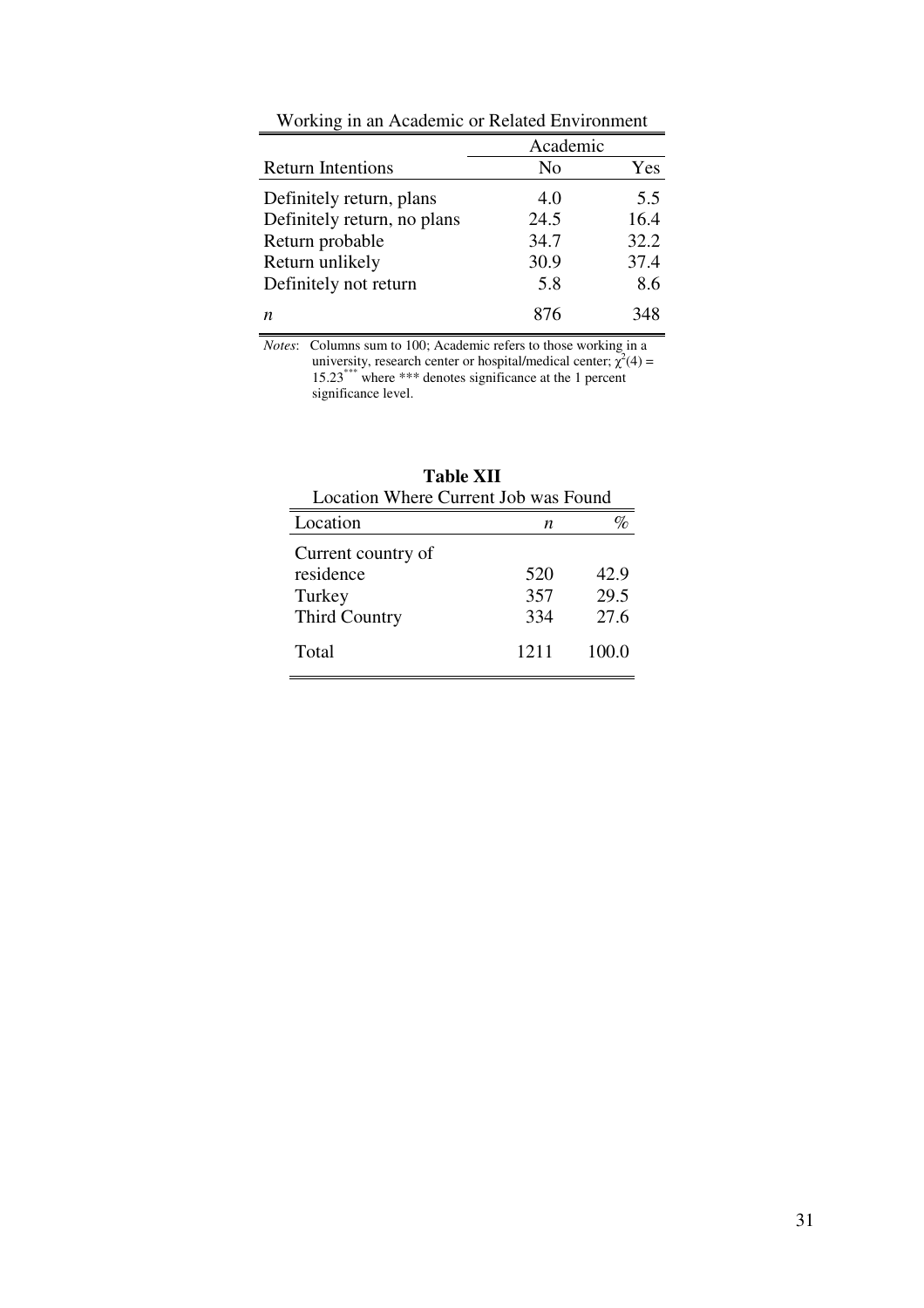Working in an Academic or Related Environment

| Return Intentions | Academic | |
|---|---|---|
| | No | Yes |
| Definitely return, plans | 4.0 | 5.5 |
| Definitely return, no plans | 24.5 | 16.4 |
| Return probable | 34.7 | 32.2 |
| Return unlikely | 30.9 | 37.4 |
| Definitely not return | 5.8 | 8.6 |
| *n* | 876 | 348 |

*Notes*: Columns sum to 100; Academic refers to those working in a university, research center or hospital/medical center; $\chi^2(4) = 15.23^{***}$ where *** denotes significance at the 1 percent significance level.

**Table XII**

Location Where Current Job was Found

| Location | *n* | % |
|---|---|---|
| Current country of residence | 520 | 42.9 |
| Turkey | 357 | 29.5 |
| Third Country | 334 | 27.6 |
| Total | 1211 | 100.0 |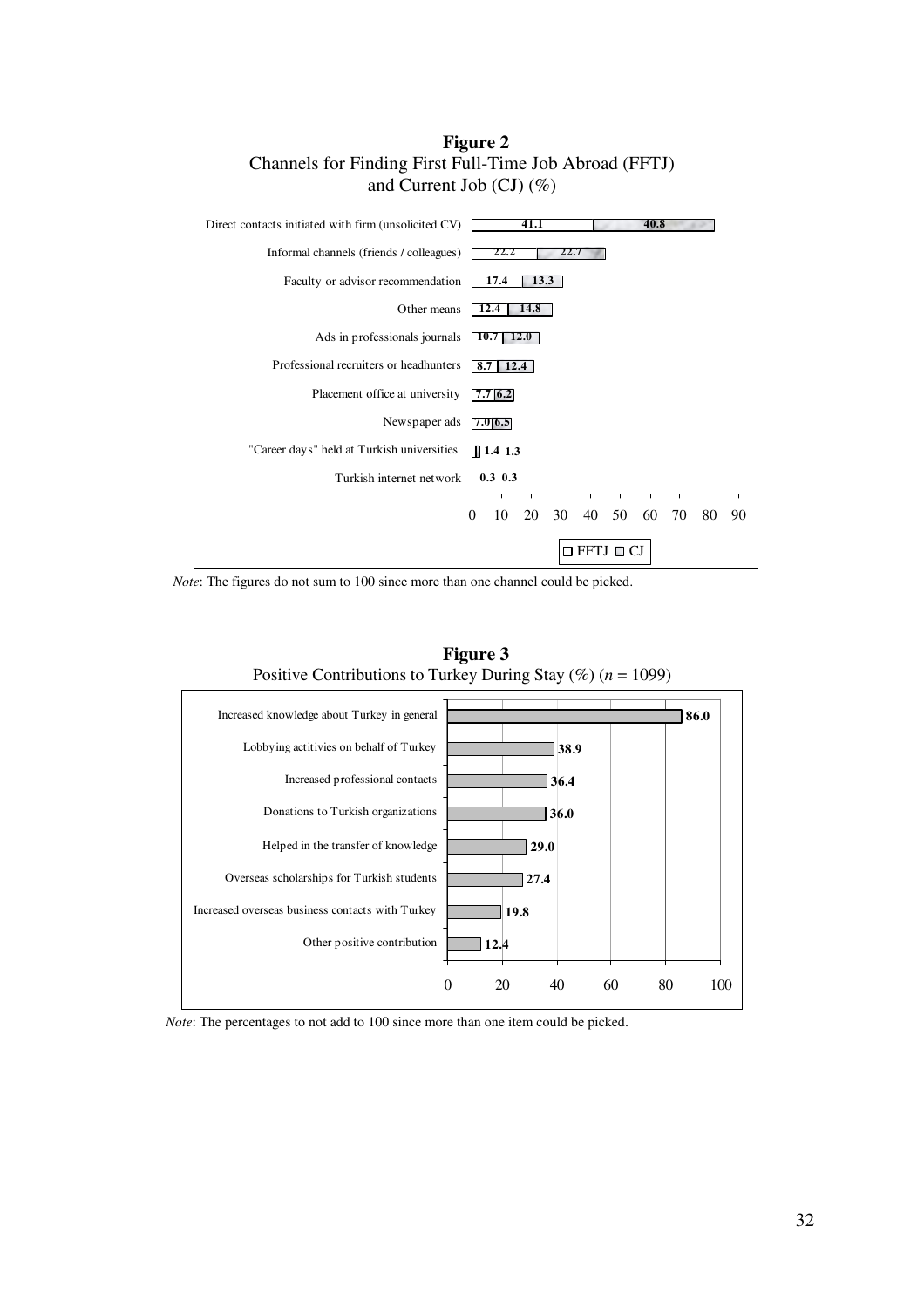**Figure 2**
Channels for Finding First Full-Time Job Abroad (FFTJ) and Current Job (CJ) (%)

| Channel | FFTJ | CJ |
|---|---|---|
| Direct contacts initiated with firm (unsolicited CV) | 41.1 | 40.8 |
| Informal channels (friends / colleagues) | 22.2 | 22.7 |
| Faculty or advisor recommendation | 17.4 | 13.3 |
| Other means | 12.4 | 14.8 |
| Ads in professionals journals | 10.7 | 12.0 |
| Professional recruiters or headhunters | 8.7 | 12.4 |
| Placement office at university | 7.7 | 6.2 |
| Newspaper ads | 7.0 | 6.5 |
| "Career days" held at Turkish universities | 1.4 | 1.3 |
| Turkish internet network | 0.3 | 0.3 |

*Note*: The figures do not sum to 100 since more than one channel could be picked.

**Figure 3**
Positive Contributions to Turkey During Stay (%) (*n* = 1099)

| Contribution | % |
|---|---|
| Increased knowledge about Turkey in general | 86.0 |
| Lobbying actitivies on behalf of Turkey | 38.9 |
| Increased professional contacts | 36.4 |
| Donations to Turkish organizations | 36.0 |
| Helped in the transfer of knowledge | 29.0 |
| Overseas scholarships for Turkish students | 27.4 |
| Increased overseas business contacts with Turkey | 19.8 |
| Other positive contribution | 12.4 |

*Note*: The percentages to not add to 100 since more than one item could be picked.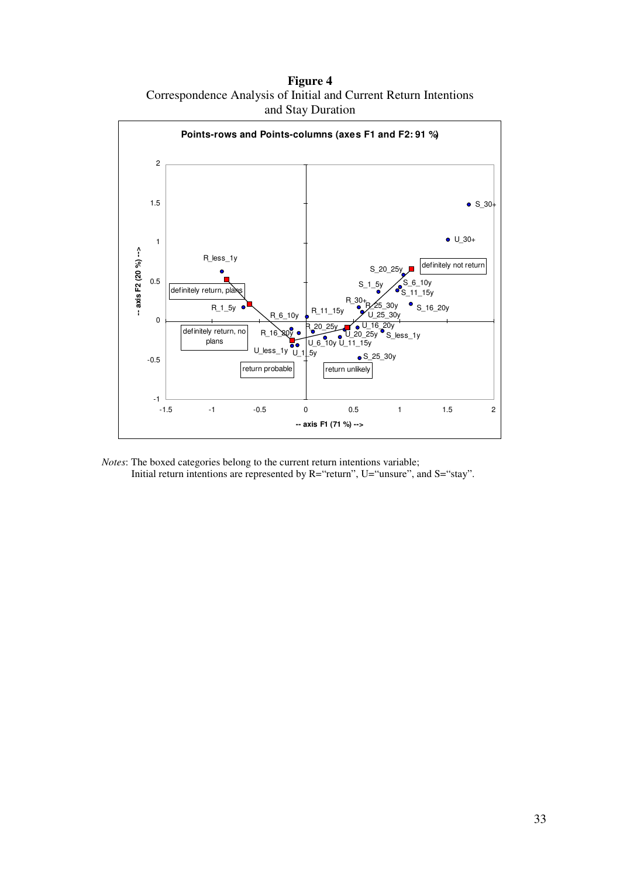**Figure 4**

Correspondence Analysis of Initial and Current Return Intentions and Stay Duration

*Notes*: The boxed categories belong to the current return intentions variable;
Initial return intentions are represented by R="return", U="unsure", and S="stay".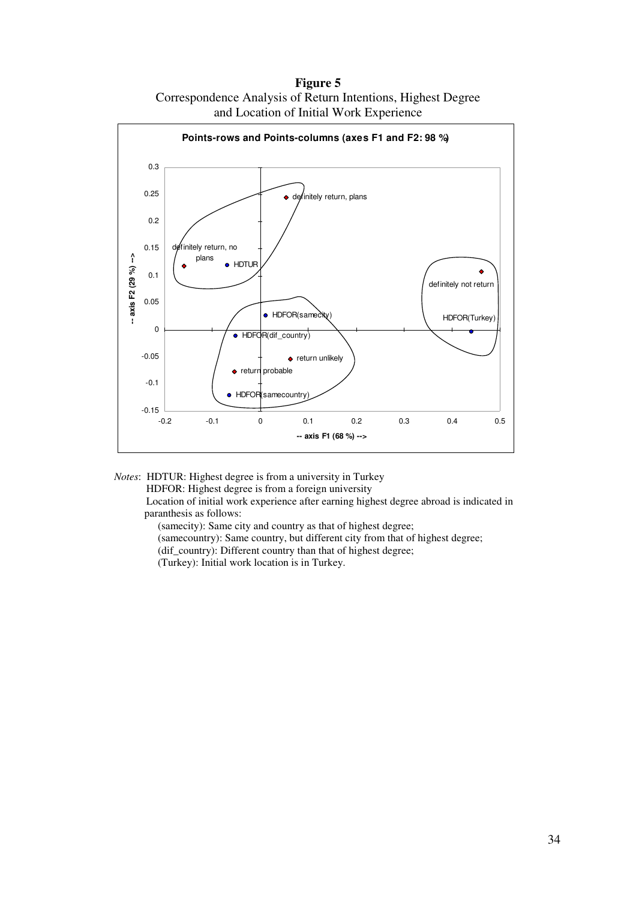**Figure 5**

Correspondence Analysis of Return Intentions, Highest Degree and Location of Initial Work Experience

*Notes*: HDTUR: Highest degree is from a university in Turkey

HDFOR: Highest degree is from a foreign university

Location of initial work experience after earning highest degree abroad is indicated in paranthesis as follows:

(samecity): Same city and country as that of highest degree;

(samecountry): Same country, but different city from that of highest degree;

(dif_country): Different country than that of highest degree;

(Turkey): Initial work location is in Turkey.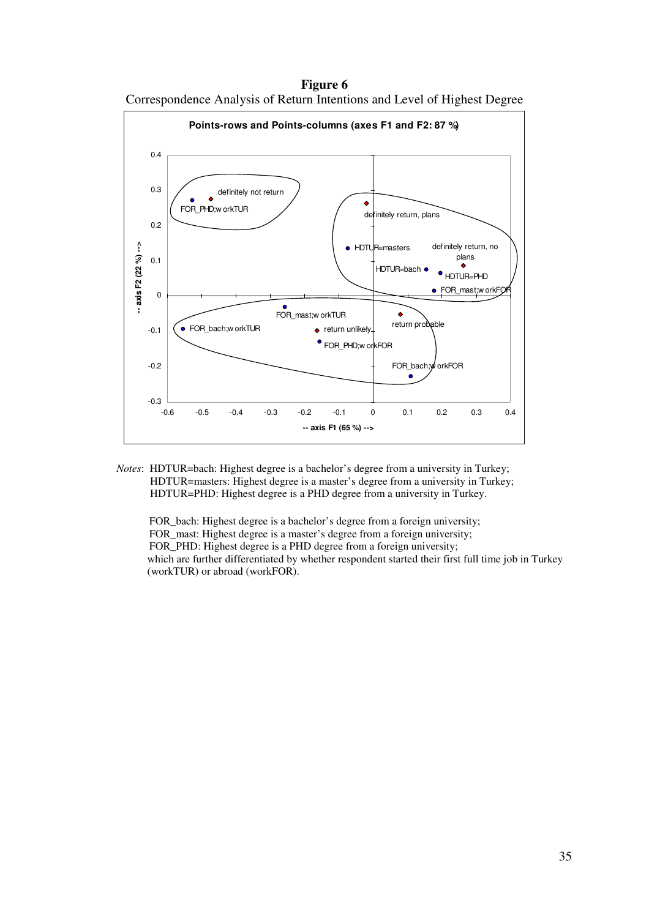**Figure 6**

Correspondence Analysis of Return Intentions and Level of Highest Degree

*Notes*: HDTUR=bach: Highest degree is a bachelor's degree from a university in Turkey;
HDTUR=masters: Highest degree is a master's degree from a university in Turkey;
HDTUR=PHD: Highest degree is a PHD degree from a university in Turkey.

FOR_bach: Highest degree is a bachelor's degree from a foreign university;
FOR_mast: Highest degree is a master's degree from a foreign university;
FOR_PHD: Highest degree is a PHD degree from a foreign university;
which are further differentiated by whether respondent started their first full time job in Turkey (workTUR) or abroad (workFOR).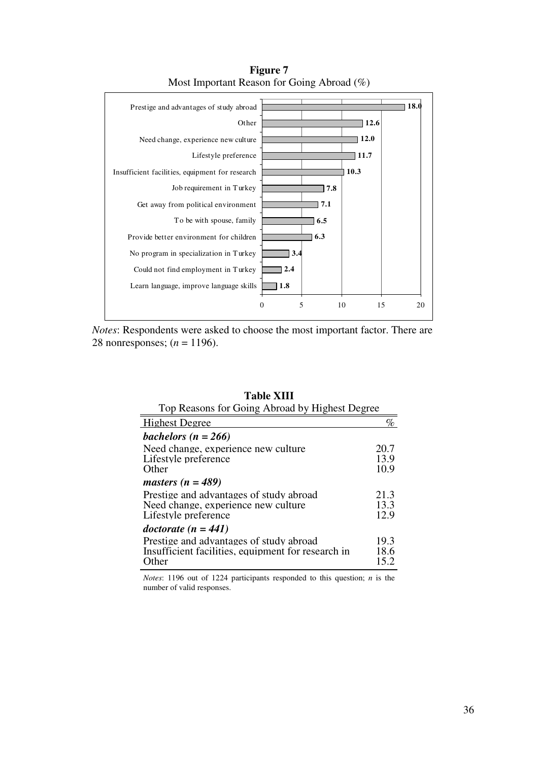**Figure 7**
Most Important Reason for Going Abroad (%)

| Reason | % |
|---|---|
| Prestige and advantages of study abroad | 18.0 |
| Other | 12.6 |
| Need change, experience new culture | 12.0 |
| Lifestyle preference | 11.7 |
| Insufficient facilities, equipment for research | 10.3 |
| Job requirement in Turkey | 7.8 |
| Get away from political environment | 7.1 |
| To be with spouse, family | 6.5 |
| Provide better environment for children | 6.3 |
| No program in specialization in Turkey | 3.4 |
| Could not find employment in Turkey | 2.4 |
| Learn language, improve language skills | 1.8 |

*Notes*: Respondents were asked to choose the most important factor. There are 28 nonresponses; (*n* = 1196).

**Table XIII**
Top Reasons for Going Abroad by Highest Degree

| Highest Degree | % |
|---|---|
| ***bachelors (n = 266)*** | |
| Need change, experience new culture | 20.7 |
| Lifestyle preference | 13.9 |
| Other | 10.9 |
| ***masters (n = 489)*** | |
| Prestige and advantages of study abroad | 21.3 |
| Need change, experience new culture | 13.3 |
| Lifestyle preference | 12.9 |
| ***doctorate (n = 441)*** | |
| Prestige and advantages of study abroad | 19.3 |
| Insufficient facilities, equipment for research in | 18.6 |
| Other | 15.2 |

*Notes*: 1196 out of 1224 participants responded to this question; *n* is the number of valid responses.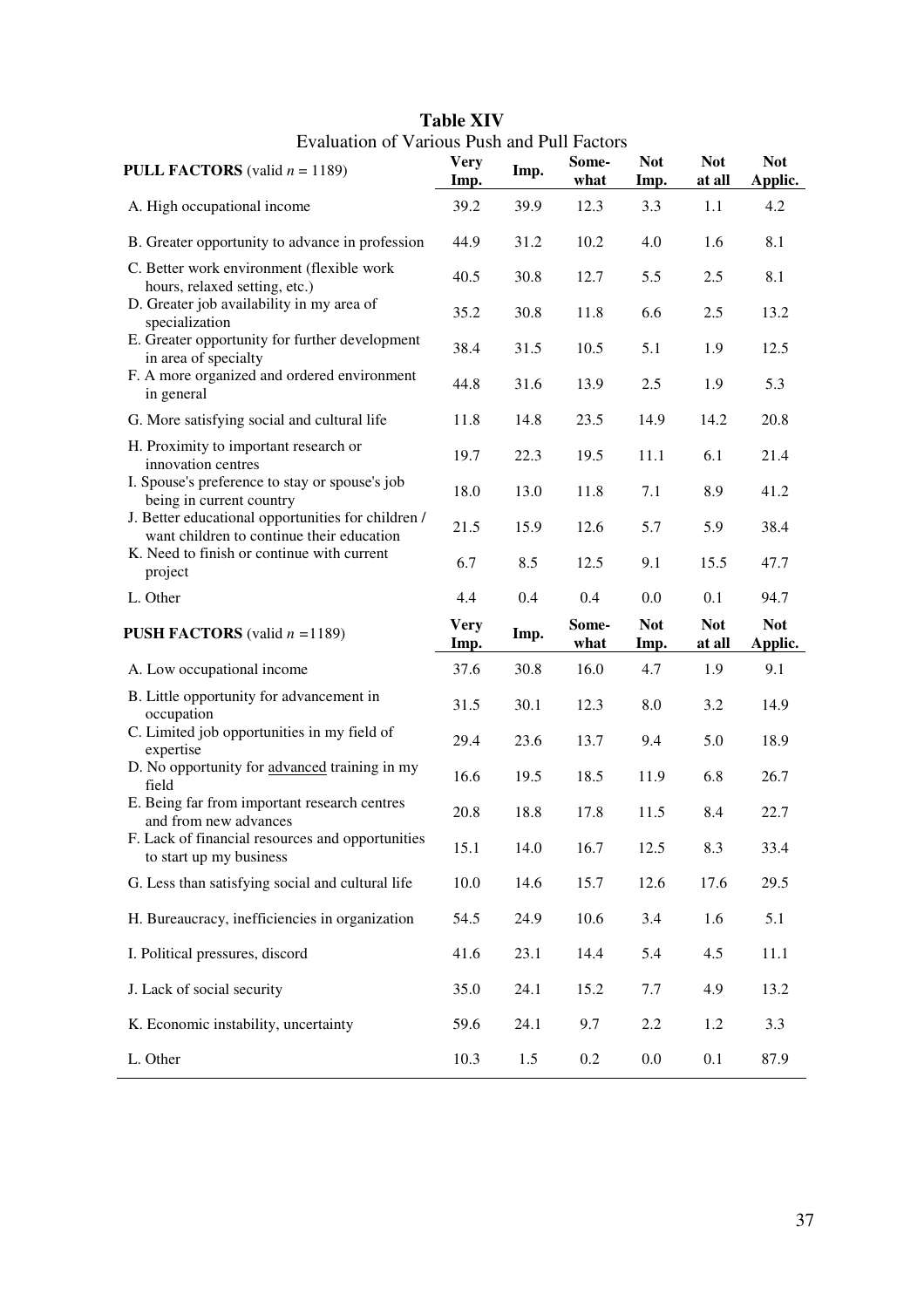**Table XIV**

Evaluation of Various Push and Pull Factors

| **PULL FACTORS** (valid *n* = 1189) | **Very Imp.** | **Imp.** | **Some-what** | **Not Imp.** | **Not at all** | **Not Applic.** |
|---|---|---|---|---|---|---|
| A. High occupational income | 39.2 | 39.9 | 12.3 | 3.3 | 1.1 | 4.2 |
| B. Greater opportunity to advance in profession | 44.9 | 31.2 | 10.2 | 4.0 | 1.6 | 8.1 |
| C. Better work environment (flexible work hours, relaxed setting, etc.) | 40.5 | 30.8 | 12.7 | 5.5 | 2.5 | 8.1 |
| D. Greater job availability in my area of specialization | 35.2 | 30.8 | 11.8 | 6.6 | 2.5 | 13.2 |
| E. Greater opportunity for further development in area of specialty | 38.4 | 31.5 | 10.5 | 5.1 | 1.9 | 12.5 |
| F. A more organized and ordered environment in general | 44.8 | 31.6 | 13.9 | 2.5 | 1.9 | 5.3 |
| G. More satisfying social and cultural life | 11.8 | 14.8 | 23.5 | 14.9 | 14.2 | 20.8 |
| H. Proximity to important research or innovation centres | 19.7 | 22.3 | 19.5 | 11.1 | 6.1 | 21.4 |
| I. Spouse's preference to stay or spouse's job being in current country | 18.0 | 13.0 | 11.8 | 7.1 | 8.9 | 41.2 |
| J. Better educational opportunities for children / want children to continue their education | 21.5 | 15.9 | 12.6 | 5.7 | 5.9 | 38.4 |
| K. Need to finish or continue with current project | 6.7 | 8.5 | 12.5 | 9.1 | 15.5 | 47.7 |
| L. Other | 4.4 | 0.4 | 0.4 | 0.0 | 0.1 | 94.7 |
| **PUSH FACTORS** (valid *n* =1189) | **Very Imp.** | **Imp.** | **Some-what** | **Not Imp.** | **Not at all** | **Not Applic.** |
| A. Low occupational income | 37.6 | 30.8 | 16.0 | 4.7 | 1.9 | 9.1 |
| B. Little opportunity for advancement in occupation | 31.5 | 30.1 | 12.3 | 8.0 | 3.2 | 14.9 |
| C. Limited job opportunities in my field of expertise | 29.4 | 23.6 | 13.7 | 9.4 | 5.0 | 18.9 |
| D. No opportunity for advanced training in my field | 16.6 | 19.5 | 18.5 | 11.9 | 6.8 | 26.7 |
| E. Being far from important research centres and from new advances | 20.8 | 18.8 | 17.8 | 11.5 | 8.4 | 22.7 |
| F. Lack of financial resources and opportunities to start up my business | 15.1 | 14.0 | 16.7 | 12.5 | 8.3 | 33.4 |
| G. Less than satisfying social and cultural life | 10.0 | 14.6 | 15.7 | 12.6 | 17.6 | 29.5 |
| H. Bureaucracy, inefficiencies in organization | 54.5 | 24.9 | 10.6 | 3.4 | 1.6 | 5.1 |
| I. Political pressures, discord | 41.6 | 23.1 | 14.4 | 5.4 | 4.5 | 11.1 |
| J. Lack of social security | 35.0 | 24.1 | 15.2 | 7.7 | 4.9 | 13.2 |
| K. Economic instability, uncertainty | 59.6 | 24.1 | 9.7 | 2.2 | 1.2 | 3.3 |
| L. Other | 10.3 | 1.5 | 0.2 | 0.0 | 0.1 | 87.9 |